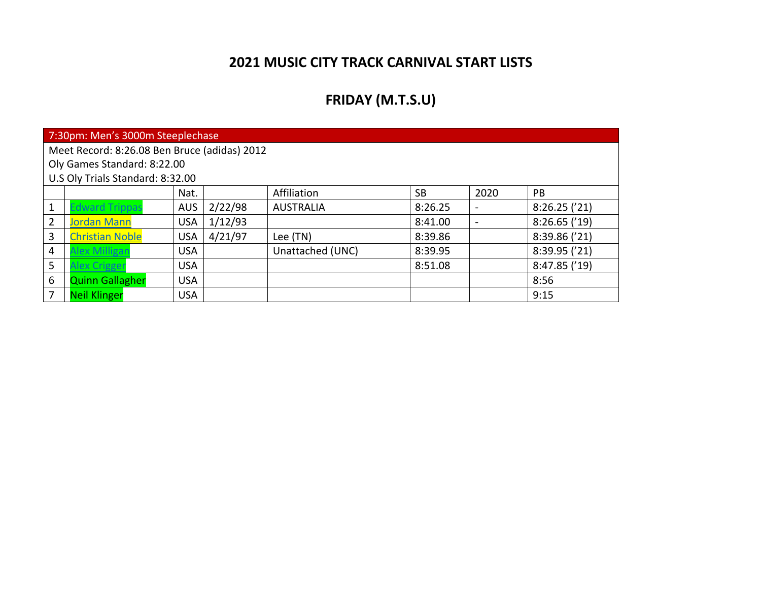# 2021 MUSIC CITY TRACK CARNIVAL START LISTS

## FRIDAY (M.T.S.U)

| 7:30pm: Men's 3000m Steeplechase | | | | | | | |
|---|---|---|---|---|---|---|---|
| Meet Record: 8:26.08 Ben Bruce (adidas) 2012 | | | | | | | |
| Oly Games Standard: 8:22.00 | | | | | | | |
| U.S Oly Trials Standard: 8:32.00 | | | | | | | |
| | | Nat. | | Affiliation | SB | 2020 | PB |
| 1 | Edward Trippas | AUS | 2/22/98 | AUSTRALIA | 8:26.25 | - | 8:26.25 ('21) |
| 2 | Jordan Mann | USA | 1/12/93 | | 8:41.00 | - | 8:26.65 ('19) |
| 3 | Christian Noble | USA | 4/21/97 | Lee (TN) | 8:39.86 | | 8:39.86 ('21) |
| 4 | Alex Milligan | USA | | Unattached (UNC) | 8:39.95 | | 8:39.95 ('21) |
| 5 | Alex Crigger | USA | | | 8:51.08 | | 8:47.85 ('19) |
| 6 | Quinn Gallagher | USA | | | | | 8:56 |
| 7 | Neil Klinger | USA | | | | | 9:15 |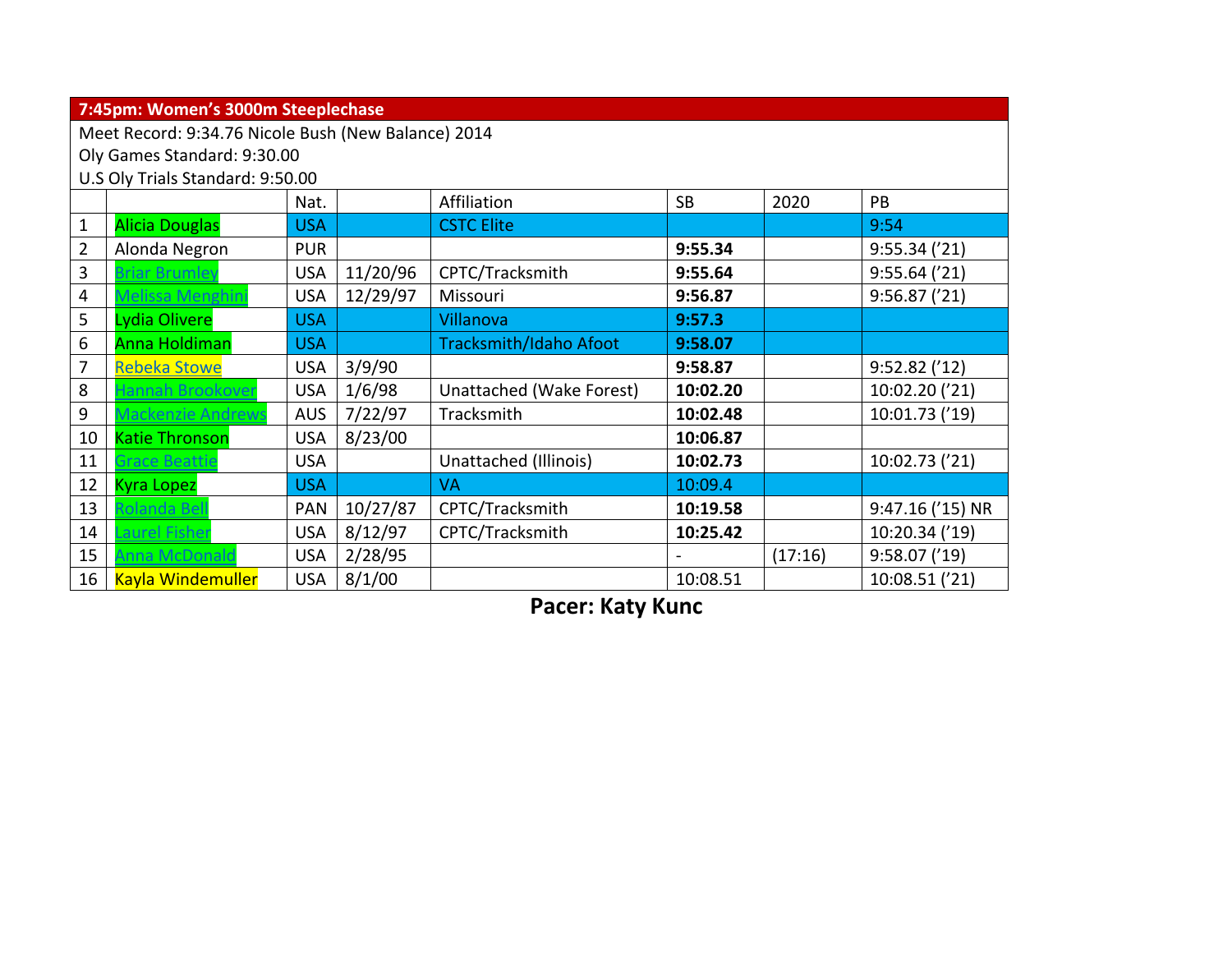| 7:45pm: Women's 3000m Steeplechase | | | | | | | |
|---|---|---|---|---|---|---|---|
| Meet Record: 9:34.76 Nicole Bush (New Balance) 2014<br>Oly Games Standard: 9:30.00<br>U.S Oly Trials Standard: 9:50.00 | | | | | | | |
| | | Nat. | | Affiliation | SB | 2020 | PB |
| 1 | Alicia Douglas | USA | | CSTC Elite | | | 9:54 |
| 2 | Alonda Negron | PUR | | | **9:55.34** | | 9:55.34 ('21) |
| 3 | Briar Brumley | USA | 11/20/96 | CPTC/Tracksmith | **9:55.64** | | 9:55.64 ('21) |
| 4 | Melissa Menghini | USA | 12/29/97 | Missouri | **9:56.87** | | 9:56.87 ('21) |
| 5 | Lydia Olivere | USA | | Villanova | **9:57.3** | | |
| 6 | Anna Holdiman | USA | | Tracksmith/Idaho Afoot | **9:58.07** | | |
| 7 | Rebeka Stowe | USA | 3/9/90 | | **9:58.87** | | 9:52.82 ('12) |
| 8 | Hannah Brookover | USA | 1/6/98 | Unattached (Wake Forest) | **10:02.20** | | 10:02.20 ('21) |
| 9 | Mackenzie Andrews | AUS | 7/22/97 | Tracksmith | **10:02.48** | | 10:01.73 ('19) |
| 10 | Katie Thronson | USA | 8/23/00 | | **10:06.87** | | |
| 11 | Grace Beattie | USA | | Unattached (Illinois) | **10:02.73** | | 10:02.73 ('21) |
| 12 | Kyra Lopez | USA | | VA | 10:09.4 | | |
| 13 | Rolanda Bell | PAN | 10/27/87 | CPTC/Tracksmith | **10:19.58** | | 9:47.16 ('15) NR |
| 14 | Laurel Fisher | USA | 8/12/97 | CPTC/Tracksmith | **10:25.42** | | 10:20.34 ('19) |
| 15 | Anna McDonald | USA | 2/28/95 | | - | (17:16) | 9:58.07 ('19) |
| 16 | Kayla Windemuller | USA | 8/1/00 | | 10:08.51 | | 10:08.51 ('21) |

**Pacer: Katy Kunc**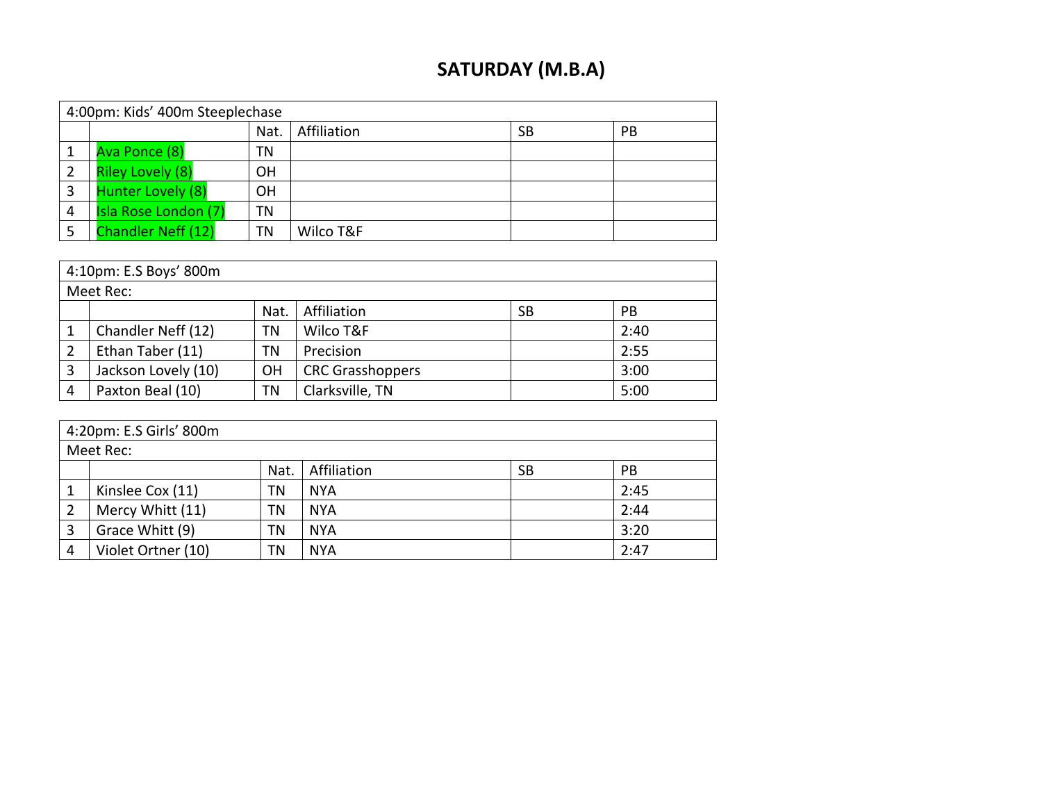## SATURDAY (M.B.A)

| 4:00pm: Kids’ 400m Steeplechase | | | | | |
|---|---|---|---|---|---|
| | | Nat. | Affiliation | SB | PB |
| 1 | Ava Ponce (8) | TN | | | |
| 2 | Riley Lovely (8) | OH | | | |
| 3 | Hunter Lovely (8) | OH | | | |
| 4 | Isla Rose London (7) | TN | | | |
| 5 | Chandler Neff (12) | TN | Wilco T&F | | |

| 4:10pm: E.S Boys’ 800m | | | | | |
|---|---|---|---|---|---|
| Meet Rec: | | | | | |
| | | Nat. | Affiliation | SB | PB |
| 1 | Chandler Neff (12) | TN | Wilco T&F | | 2:40 |
| 2 | Ethan Taber (11) | TN | Precision | | 2:55 |
| 3 | Jackson Lovely (10) | OH | CRC Grasshoppers | | 3:00 |
| 4 | Paxton Beal (10) | TN | Clarksville, TN | | 5:00 |

| 4:20pm: E.S Girls’ 800m | | | | | |
|---|---|---|---|---|---|
| Meet Rec: | | | | | |
| | | Nat. | Affiliation | SB | PB |
| 1 | Kinslee Cox (11) | TN | NYA | | 2:45 |
| 2 | Mercy Whitt (11) | TN | NYA | | 2:44 |
| 3 | Grace Whitt (9) | TN | NYA | | 3:20 |
| 4 | Violet Ortner (10) | TN | NYA | | 2:47 |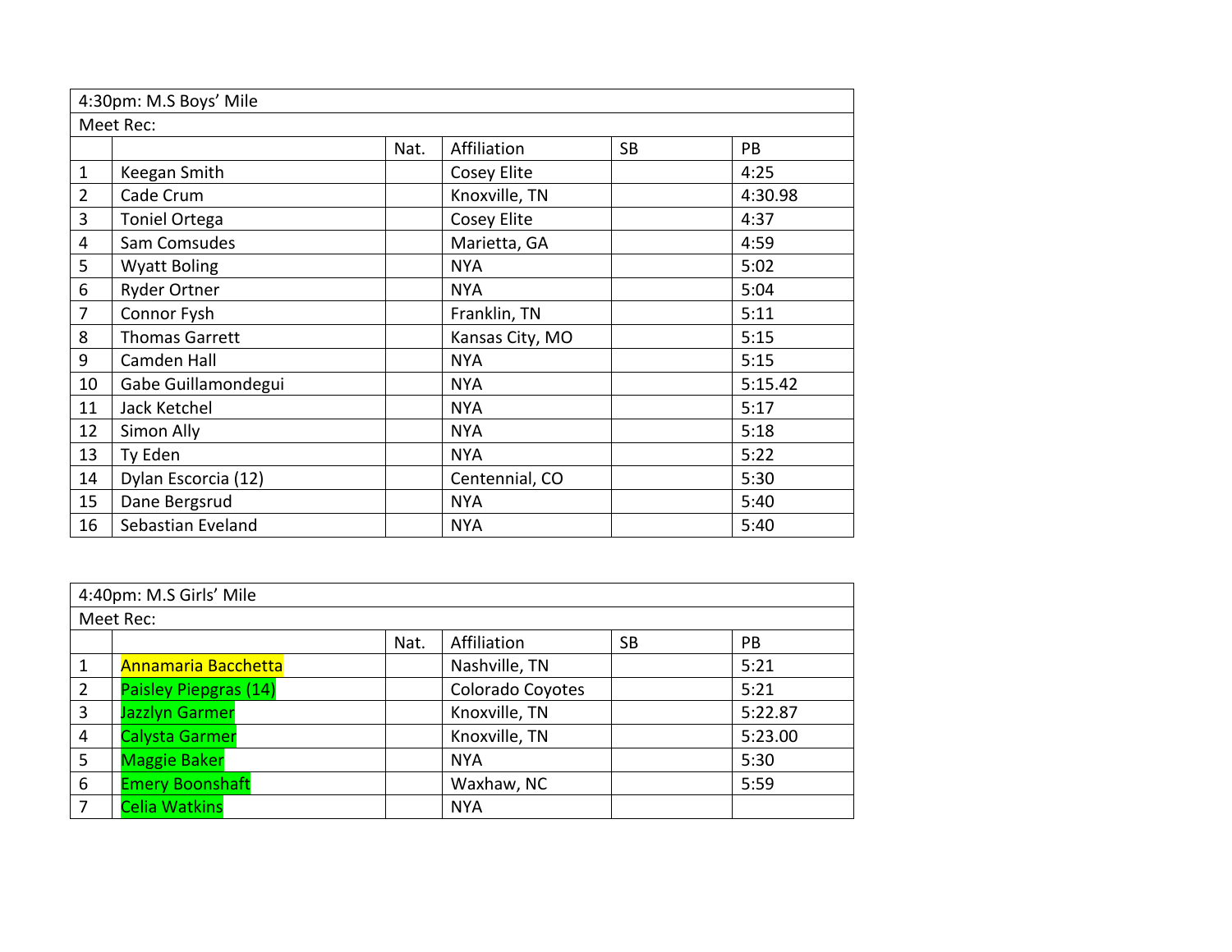| 4:30pm: M.S Boys' Mile | | | | | |
|---|---|---|---|---|---|
| Meet Rec: | | | | | |
| | | Nat. | Affiliation | SB | PB |
| 1 | Keegan Smith | | Cosey Elite | | 4:25 |
| 2 | Cade Crum | | Knoxville, TN | | 4:30.98 |
| 3 | Toniel Ortega | | Cosey Elite | | 4:37 |
| 4 | Sam Comsudes | | Marietta, GA | | 4:59 |
| 5 | Wyatt Boling | | NYA | | 5:02 |
| 6 | Ryder Ortner | | NYA | | 5:04 |
| 7 | Connor Fysh | | Franklin, TN | | 5:11 |
| 8 | Thomas Garrett | | Kansas City, MO | | 5:15 |
| 9 | Camden Hall | | NYA | | 5:15 |
| 10 | Gabe Guillamondegui | | NYA | | 5:15.42 |
| 11 | Jack Ketchel | | NYA | | 5:17 |
| 12 | Simon Ally | | NYA | | 5:18 |
| 13 | Ty Eden | | NYA | | 5:22 |
| 14 | Dylan Escorcia (12) | | Centennial, CO | | 5:30 |
| 15 | Dane Bergsrud | | NYA | | 5:40 |
| 16 | Sebastian Eveland | | NYA | | 5:40 |

| 4:40pm: M.S Girls' Mile | | | | | |
|---|---|---|---|---|---|
| Meet Rec: | | | | | |
| | | Nat. | Affiliation | SB | PB |
| 1 | Annamaria Bacchetta | | Nashville, TN | | 5:21 |
| 2 | Paisley Piepgras (14) | | Colorado Coyotes | | 5:21 |
| 3 | Jazzlyn Garmer | | Knoxville, TN | | 5:22.87 |
| 4 | Calysta Garmer | | Knoxville, TN | | 5:23.00 |
| 5 | Maggie Baker | | NYA | | 5:30 |
| 6 | Emery Boonshaft | | Waxhaw, NC | | 5:59 |
| 7 | Celia Watkins | | NYA | | |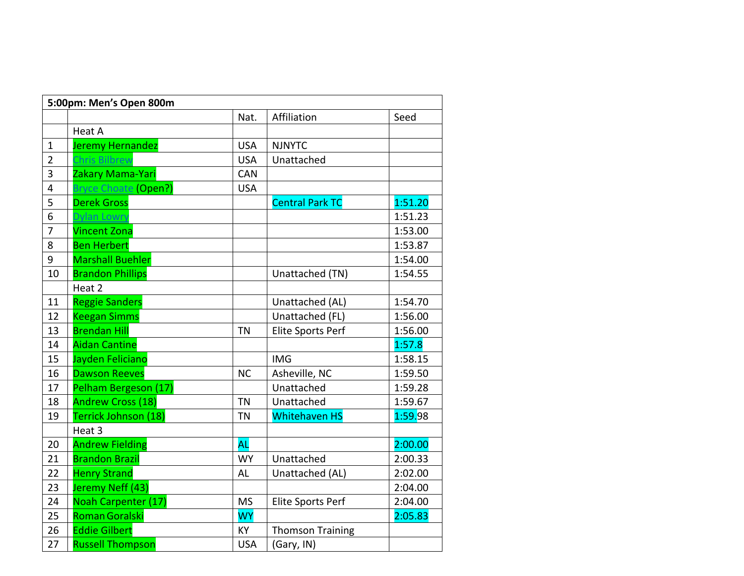| 5:00pm: Men's Open 800m | | | | |
|---|---|---|---|---|
| | | Nat. | Affiliation | Seed |
| | Heat A | | | |
| 1 | Jeremy Hernandez | USA | NJNYTC | |
| 2 | Chris Bilbrew | USA | Unattached | |
| 3 | Zakary Mama-Yari | CAN | | |
| 4 | Bryce Choate (Open?) | USA | | |
| 5 | Derek Gross | | Central Park TC | 1:51.20 |
| 6 | Dylan Lowry | | | 1:51.23 |
| 7 | Vincent Zona | | | 1:53.00 |
| 8 | Ben Herbert | | | 1:53.87 |
| 9 | Marshall Buehler | | | 1:54.00 |
| 10 | Brandon Phillips | | Unattached (TN) | 1:54.55 |
| | Heat 2 | | | |
| 11 | Reggie Sanders | | Unattached (AL) | 1:54.70 |
| 12 | Keegan Simms | | Unattached (FL) | 1:56.00 |
| 13 | Brendan Hill | TN | Elite Sports Perf | 1:56.00 |
| 14 | Aidan Cantine | | | 1:57.8 |
| 15 | Jayden Feliciano | | IMG | 1:58.15 |
| 16 | Dawson Reeves | NC | Asheville, NC | 1:59.50 |
| 17 | Pelham Bergeson (17) | | Unattached | 1:59.28 |
| 18 | Andrew Cross (18) | TN | Unattached | 1:59.67 |
| 19 | Terrick Johnson (18) | TN | Whitehaven HS | 1:59.98 |
| | Heat 3 | | | |
| 20 | Andrew Fielding | AL | | 2:00.00 |
| 21 | Brandon Brazil | WY | Unattached | 2:00.33 |
| 22 | Henry Strand | AL | Unattached (AL) | 2:02.00 |
| 23 | Jeremy Neff (43) | | | 2:04.00 |
| 24 | Noah Carpenter (17) | MS | Elite Sports Perf | 2:04.00 |
| 25 | Roman Goralski | WY | | 2:05.83 |
| 26 | Eddie Gilbert | KY | Thomson Training | |
| 27 | Russell Thompson | USA | (Gary, IN) | |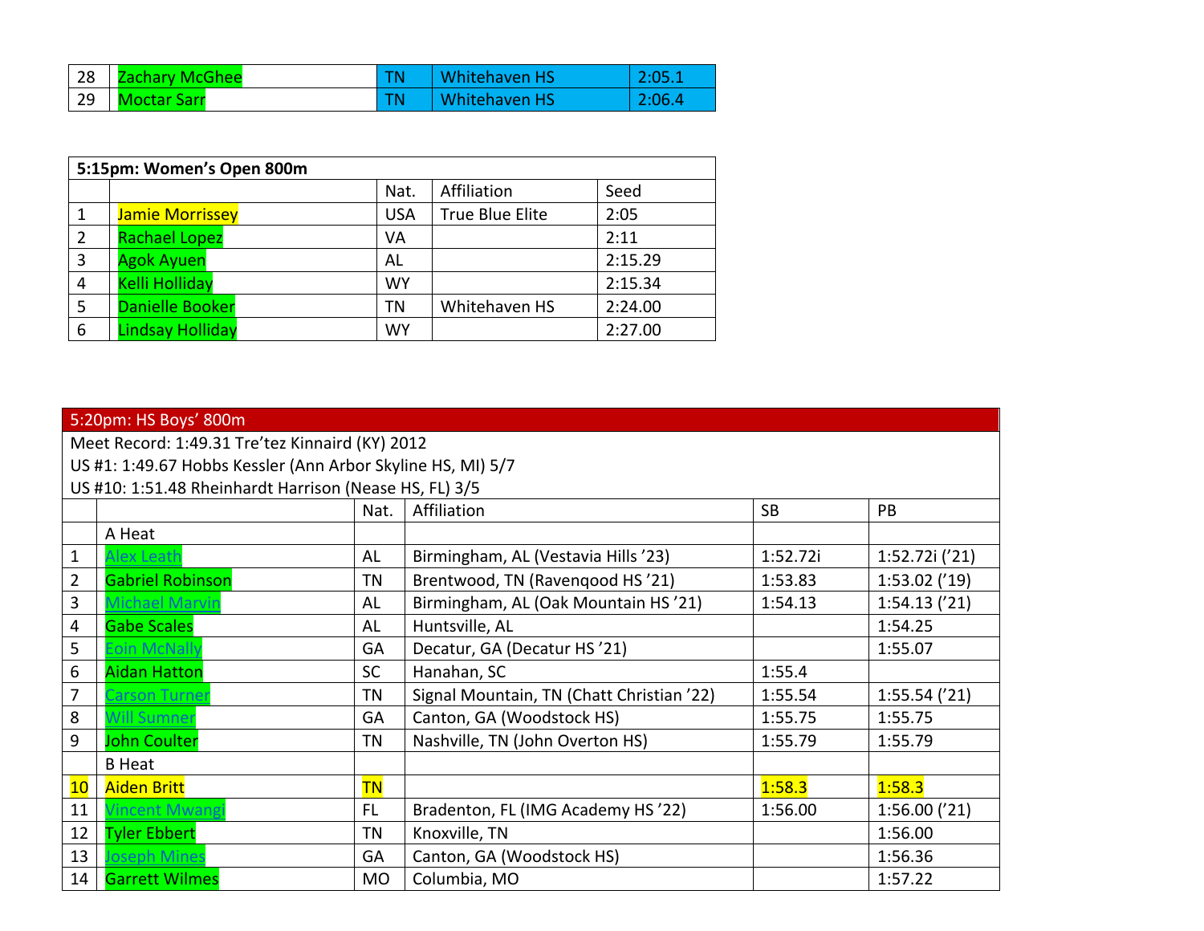| 28 | Zachary McGhee | TN | Whitehaven HS | 2:05.1 |
|---|---|---|---|---|
| 29 | Moctar Sarr | TN | Whitehaven HS | 2:06.4 |

| 5:15pm: Women's Open 800m | | | | |
|---|---|---|---|---|
| | | Nat. | Affiliation | Seed |
| 1 | Jamie Morrissey | USA | True Blue Elite | 2:05 |
| 2 | Rachael Lopez | VA | | 2:11 |
| 3 | Agok Ayuen | AL | | 2:15.29 |
| 4 | Kelli Holliday | WY | | 2:15.34 |
| 5 | Danielle Booker | TN | Whitehaven HS | 2:24.00 |
| 6 | Lindsay Holliday | WY | | 2:27.00 |

| 5:20pm: HS Boys' 800m | | | | | |
|---|---|---|---|---|---|
| Meet Record: 1:49.31 Tre'tez Kinnaird (KY) 2012 | | | | | |
| US #1: 1:49.67 Hobbs Kessler (Ann Arbor Skyline HS, MI) 5/7 | | | | | |
| US #10: 1:51.48 Rheinhardt Harrison (Nease HS, FL) 3/5 | | | | | |
| | | Nat. | Affiliation | SB | PB |
| | A Heat | | | | |
| 1 | Alex Leath | AL | Birmingham, AL (Vestavia Hills '23) | 1:52.72i | 1:52.72i ('21) |
| 2 | Gabriel Robinson | TN | Brentwood, TN (Ravenqood HS '21) | 1:53.83 | 1:53.02 ('19) |
| 3 | Michael Marvin | AL | Birmingham, AL (Oak Mountain HS '21) | 1:54.13 | 1:54.13 ('21) |
| 4 | Gabe Scales | AL | Huntsville, AL | | 1:54.25 |
| 5 | Eoin McNally | GA | Decatur, GA (Decatur HS '21) | | 1:55.07 |
| 6 | Aidan Hatton | SC | Hanahan, SC | 1:55.4 | |
| 7 | Carson Turner | TN | Signal Mountain, TN (Chatt Christian '22) | 1:55.54 | 1:55.54 ('21) |
| 8 | Will Sumner | GA | Canton, GA (Woodstock HS) | 1:55.75 | 1:55.75 |
| 9 | John Coulter | TN | Nashville, TN (John Overton HS) | 1:55.79 | 1:55.79 |
| | B Heat | | | | |
| 10 | Aiden Britt | TN | | 1:58.3 | 1:58.3 |
| 11 | Vincent Mwangi | FL | Bradenton, FL (IMG Academy HS '22) | 1:56.00 | 1:56.00 ('21) |
| 12 | Tyler Ebbert | TN | Knoxville, TN | | 1:56.00 |
| 13 | Joseph Mines | GA | Canton, GA (Woodstock HS) | | 1:56.36 |
| 14 | Garrett Wilmes | MO | Columbia, MO | | 1:57.22 |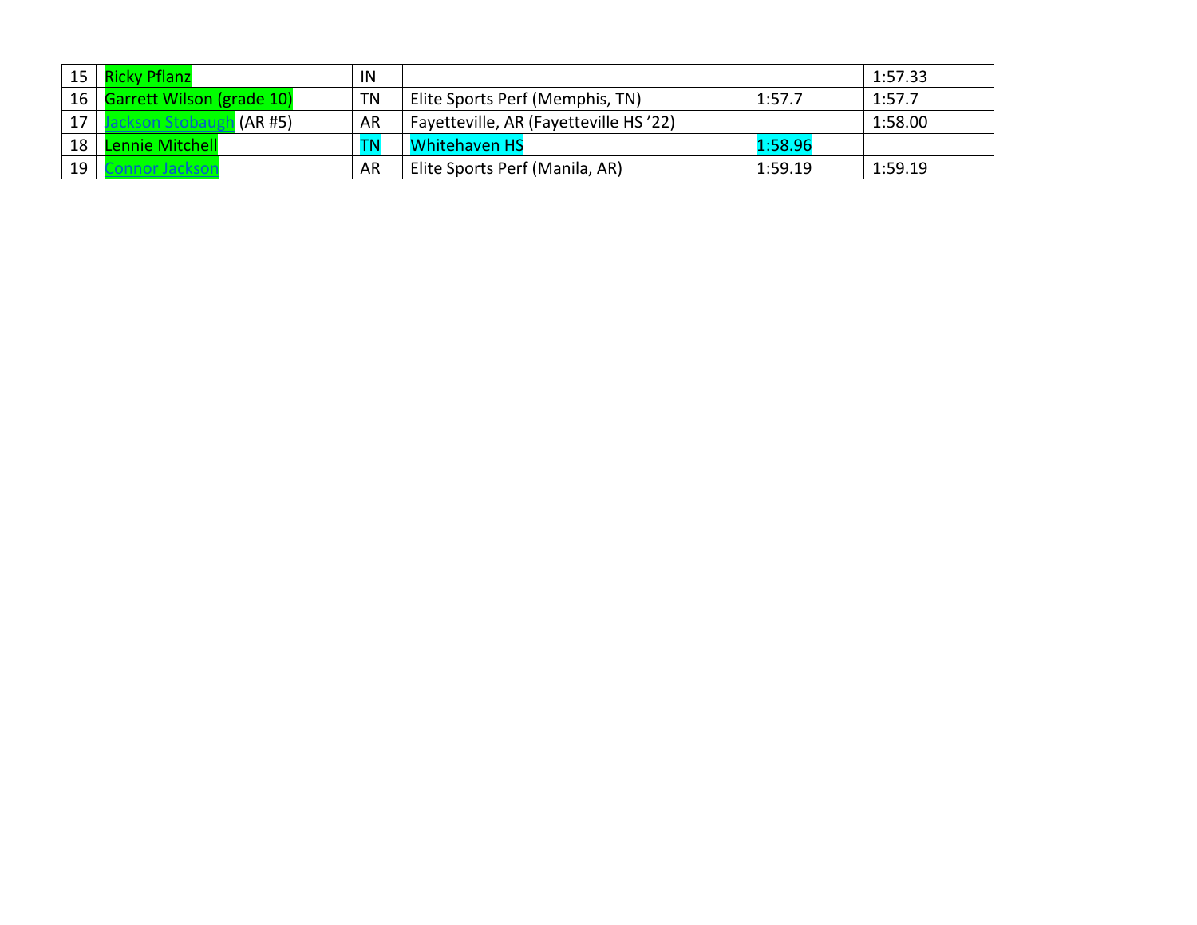| | | | | | |
|---|---|---|---|---|---|
| 15 | Ricky Pflanz | IN | | | 1:57.33 |
| 16 | Garrett Wilson (grade 10) | TN | Elite Sports Perf (Memphis, TN) | 1:57.7 | 1:57.7 |
| 17 | Jackson Stobaugh (AR #5) | AR | Fayetteville, AR (Fayetteville HS '22) | | 1:58.00 |
| 18 | Lennie Mitchell | TN | Whitehaven HS | 1:58.96 | |
| 19 | Connor Jackson | AR | Elite Sports Perf (Manila, AR) | 1:59.19 | 1:59.19 |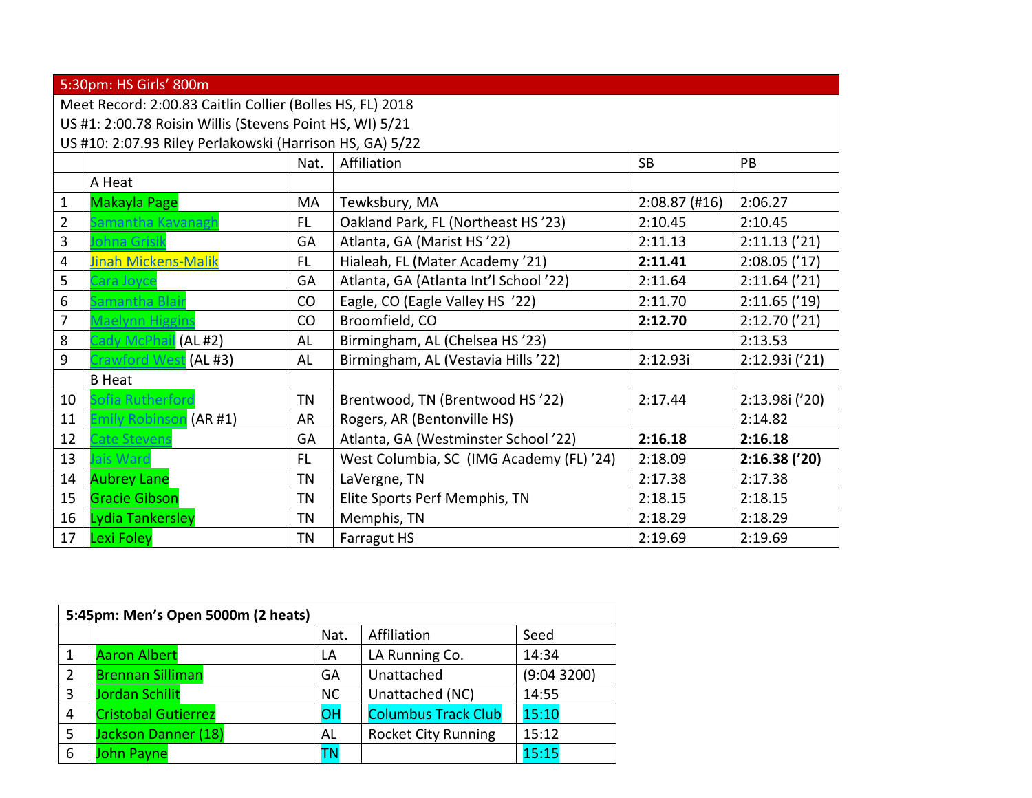| 5:30pm: HS Girls' 800m | | | | | |
|---|---|---|---|---|---|
| Meet Record: 2:00.83 Caitlin Collier (Bolles HS, FL) 2018 | | | | | |
| US #1: 2:00.78 Roisin Willis (Stevens Point HS, WI) 5/21 | | | | | |
| US #10: 2:07.93 Riley Perlakowski (Harrison HS, GA) 5/22 | | | | | |
| | | Nat. | Affiliation | SB | PB |
| | A Heat | | | | |
| 1 | Makayla Page | MA | Tewksbury, MA | 2:08.87 (#16) | 2:06.27 |
| 2 | Samantha Kavanagh | FL | Oakland Park, FL (Northeast HS '23) | 2:10.45 | 2:10.45 |
| 3 | Johna Grisik | GA | Atlanta, GA (Marist HS '22) | 2:11.13 | 2:11.13 ('21) |
| 4 | Jinah Mickens-Malik | FL | Hialeah, FL (Mater Academy '21) | **2:11.41** | 2:08.05 ('17) |
| 5 | Cara Joyce | GA | Atlanta, GA (Atlanta Int'l School '22) | 2:11.64 | 2:11.64 ('21) |
| 6 | Samantha Blair | CO | Eagle, CO (Eagle Valley HS '22) | 2:11.70 | 2:11.65 ('19) |
| 7 | Maelynn Higgins | CO | Broomfield, CO | **2:12.70** | 2:12.70 ('21) |
| 8 | Cady McPhail (AL #2) | AL | Birmingham, AL (Chelsea HS '23) | | 2:13.53 |
| 9 | Crawford West (AL #3) | AL | Birmingham, AL (Vestavia Hills '22) | 2:12.93i | 2:12.93i ('21) |
| | B Heat | | | | |
| 10 | Sofia Rutherford | TN | Brentwood, TN (Brentwood HS '22) | 2:17.44 | 2:13.98i ('20) |
| 11 | Emily Robinson (AR #1) | AR | Rogers, AR (Bentonville HS) | | 2:14.82 |
| 12 | Cate Stevens | GA | Atlanta, GA (Westminster School '22) | **2:16.18** | **2:16.18** |
| 13 | Jais Ward | FL | West Columbia, SC (IMG Academy (FL) '24) | 2:18.09 | **2:16.38 ('20)** |
| 14 | Aubrey Lane | TN | LaVergne, TN | 2:17.38 | 2:17.38 |
| 15 | Gracie Gibson | TN | Elite Sports Perf Memphis, TN | 2:18.15 | 2:18.15 |
| 16 | Lydia Tankersley | TN | Memphis, TN | 2:18.29 | 2:18.29 |
| 17 | Lexi Foley | TN | Farragut HS | 2:19.69 | 2:19.69 |

| **5:45pm: Men's Open 5000m (2 heats)** | | | | |
|---|---|---|---|---|
| | | Nat. | Affiliation | Seed |
| 1 | Aaron Albert | LA | LA Running Co. | 14:34 |
| 2 | Brennan Silliman | GA | Unattached | (9:04 3200) |
| 3 | Jordan Schilit | NC | Unattached (NC) | 14:55 |
| 4 | Cristobal Gutierrez | OH | Columbus Track Club | 15:10 |
| 5 | Jackson Danner (18) | AL | Rocket City Running | 15:12 |
| 6 | John Payne | TN | | 15:15 |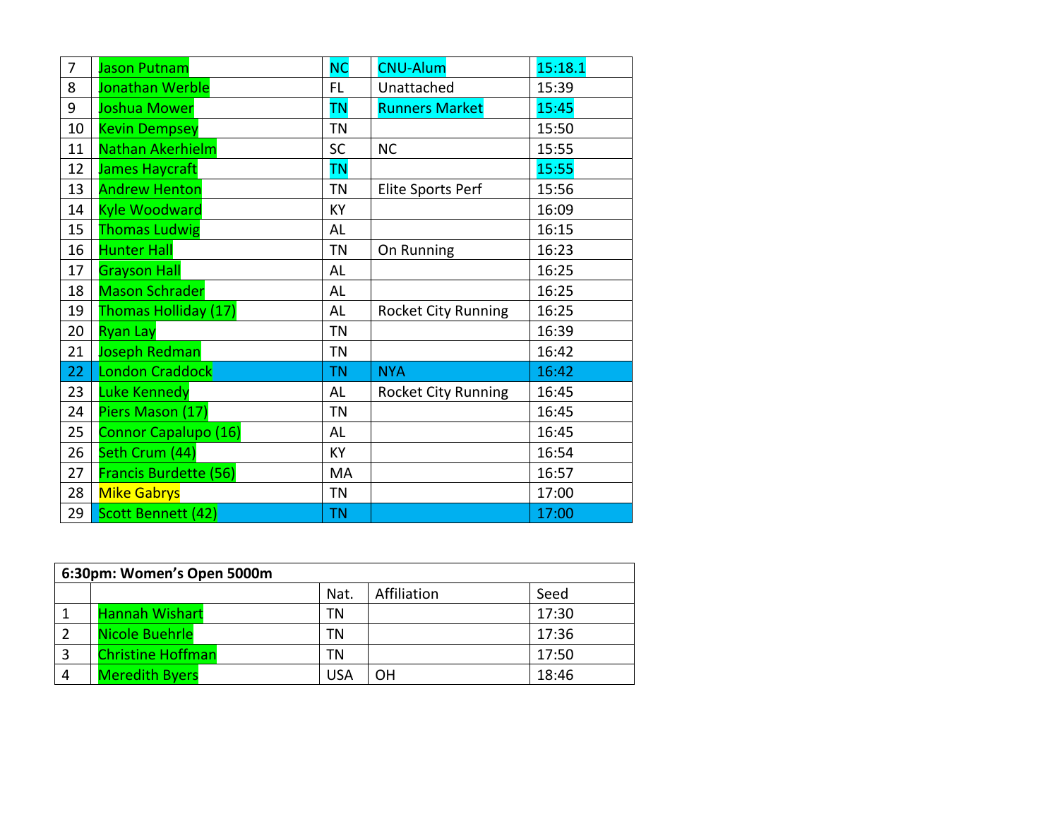| | | | | |
|---|---|---|---|---|
| 7 | Jason Putnam | NC | CNU-Alum | 15:18.1 |
| 8 | Jonathan Werble | FL | Unattached | 15:39 |
| 9 | Joshua Mower | TN | Runners Market | 15:45 |
| 10 | Kevin Dempsey | TN | | 15:50 |
| 11 | Nathan Akerhielm | SC | NC | 15:55 |
| 12 | James Haycraft | TN | | 15:55 |
| 13 | Andrew Henton | TN | Elite Sports Perf | 15:56 |
| 14 | Kyle Woodward | KY | | 16:09 |
| 15 | Thomas Ludwig | AL | | 16:15 |
| 16 | Hunter Hall | TN | On Running | 16:23 |
| 17 | Grayson Hall | AL | | 16:25 |
| 18 | Mason Schrader | AL | | 16:25 |
| 19 | Thomas Holliday (17) | AL | Rocket City Running | 16:25 |
| 20 | Ryan Lay | TN | | 16:39 |
| 21 | Joseph Redman | TN | | 16:42 |
| 22 | London Craddock | TN | NYA | 16:42 |
| 23 | Luke Kennedy | AL | Rocket City Running | 16:45 |
| 24 | Piers Mason (17) | TN | | 16:45 |
| 25 | Connor Capalupo (16) | AL | | 16:45 |
| 26 | Seth Crum (44) | KY | | 16:54 |
| 27 | Francis Burdette (56) | MA | | 16:57 |
| 28 | Mike Gabrys | TN | | 17:00 |
| 29 | Scott Bennett (42) | TN | | 17:00 |

| 6:30pm: Women's Open 5000m | | | | |
|---|---|---|---|---|
| | | Nat. | Affiliation | Seed |
| 1 | Hannah Wishart | TN | | 17:30 |
| 2 | Nicole Buehrle | TN | | 17:36 |
| 3 | Christine Hoffman | TN | | 17:50 |
| 4 | Meredith Byers | USA | OH | 18:46 |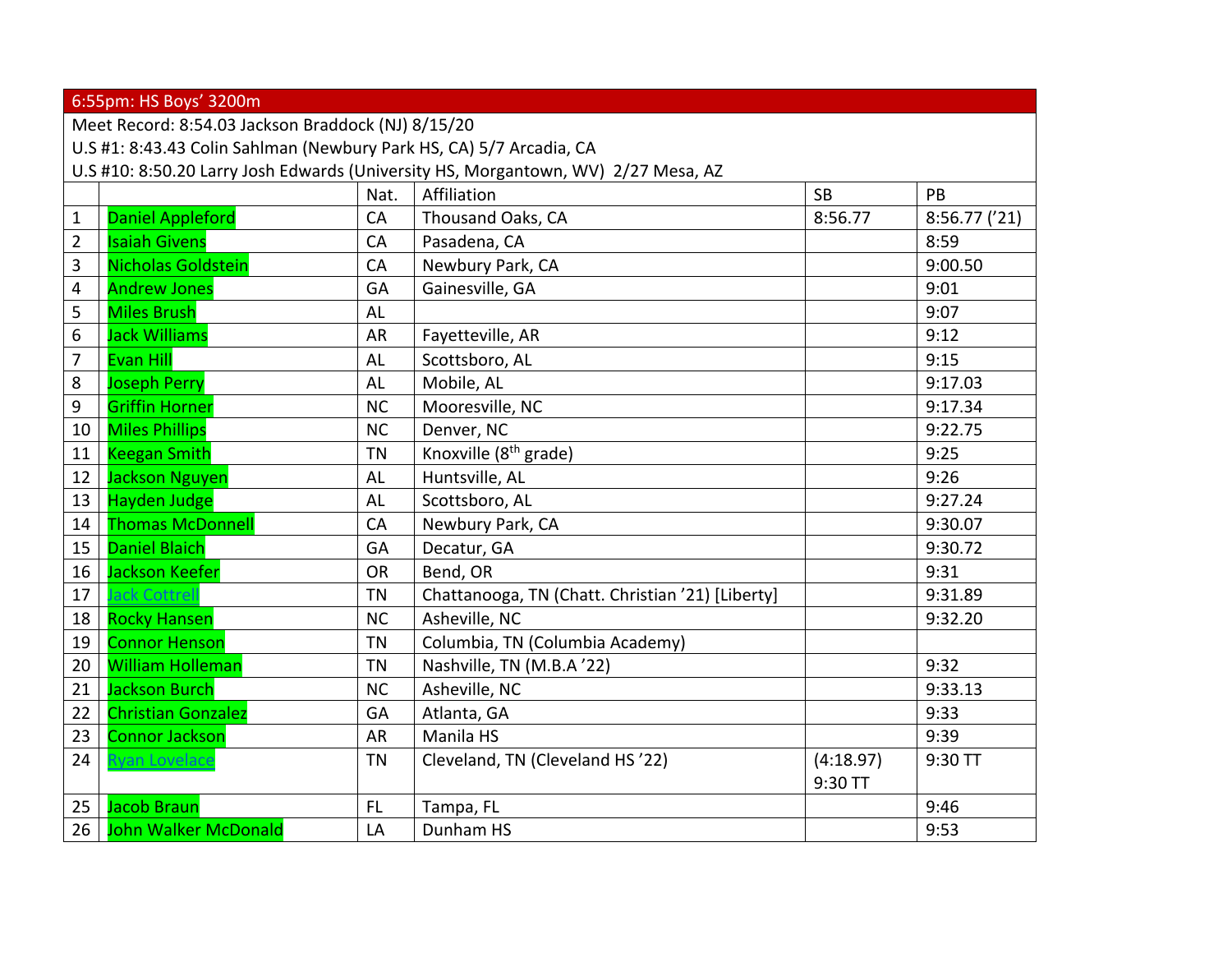| 6:55pm: HS Boys' 3200m | | | | | |
|---|---|---|---|---|---|
| Meet Record: 8:54.03 Jackson Braddock (NJ) 8/15/20 | | | | | |
| U.S #1: 8:43.43 Colin Sahlman (Newbury Park HS, CA) 5/7 Arcadia, CA | | | | | |
| U.S #10: 8:50.20 Larry Josh Edwards (University HS, Morgantown, WV) 2/27 Mesa, AZ | | | | | |
| | | Nat. | Affiliation | SB | PB |
| 1 | Daniel Appleford | CA | Thousand Oaks, CA | 8:56.77 | 8:56.77 ('21) |
| 2 | Isaiah Givens | CA | Pasadena, CA | | 8:59 |
| 3 | Nicholas Goldstein | CA | Newbury Park, CA | | 9:00.50 |
| 4 | Andrew Jones | GA | Gainesville, GA | | 9:01 |
| 5 | Miles Brush | AL | | | 9:07 |
| 6 | Jack Williams | AR | Fayetteville, AR | | 9:12 |
| 7 | Evan Hill | AL | Scottsboro, AL | | 9:15 |
| 8 | Joseph Perry | AL | Mobile, AL | | 9:17.03 |
| 9 | Griffin Horner | NC | Mooresville, NC | | 9:17.34 |
| 10 | Miles Phillips | NC | Denver, NC | | 9:22.75 |
| 11 | Keegan Smith | TN | Knoxville (8th grade) | | 9:25 |
| 12 | Jackson Nguyen | AL | Huntsville, AL | | 9:26 |
| 13 | Hayden Judge | AL | Scottsboro, AL | | 9:27.24 |
| 14 | Thomas McDonnell | CA | Newbury Park, CA | | 9:30.07 |
| 15 | Daniel Blaich | GA | Decatur, GA | | 9:30.72 |
| 16 | Jackson Keefer | OR | Bend, OR | | 9:31 |
| 17 | Jack Cottrell | TN | Chattanooga, TN (Chatt. Christian '21) [Liberty] | | 9:31.89 |
| 18 | Rocky Hansen | NC | Asheville, NC | | 9:32.20 |
| 19 | Connor Henson | TN | Columbia, TN (Columbia Academy) | | |
| 20 | William Holleman | TN | Nashville, TN (M.B.A '22) | | 9:32 |
| 21 | Jackson Burch | NC | Asheville, NC | | 9:33.13 |
| 22 | Christian Gonzalez | GA | Atlanta, GA | | 9:33 |
| 23 | Connor Jackson | AR | Manila HS | | 9:39 |
| 24 | Ryan Lovelace | TN | Cleveland, TN (Cleveland HS '22) | (4:18.97) 9:30 TT | 9:30 TT |
| 25 | Jacob Braun | FL | Tampa, FL | | 9:46 |
| 26 | John Walker McDonald | LA | Dunham HS | | 9:53 |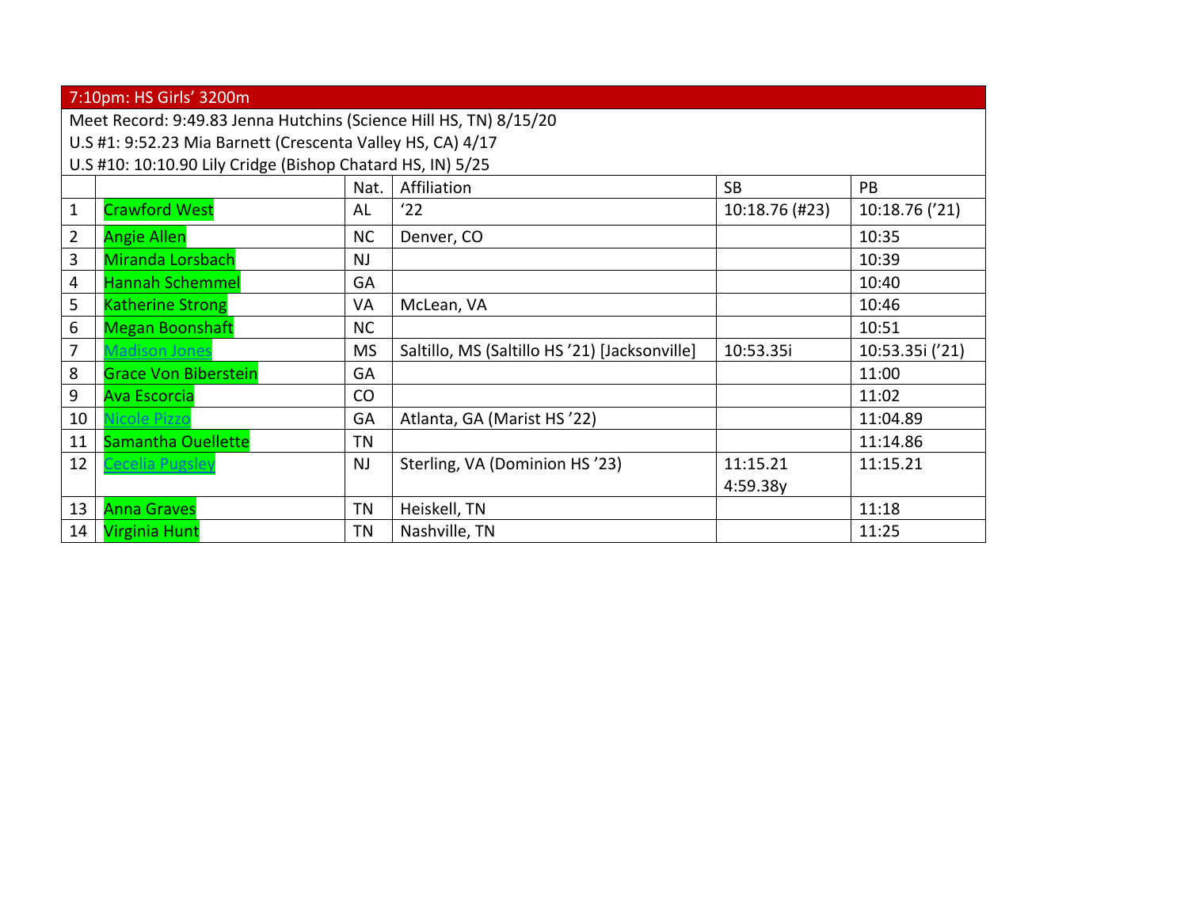| 7:10pm: HS Girls' 3200m | | | | | |
|---|---|---|---|---|---|
| Meet Record: 9:49.83 Jenna Hutchins (Science Hill HS, TN) 8/15/20 | | | | | |
| U.S #1: 9:52.23 Mia Barnett (Crescenta Valley HS, CA) 4/17 | | | | | |
| U.S #10: 10:10.90 Lily Cridge (Bishop Chatard HS, IN) 5/25 | | | | | |
| | | Nat. | Affiliation | SB | PB |
| 1 | Crawford West | AL | '22 | 10:18.76 (#23) | 10:18.76 ('21) |
| 2 | Angie Allen | NC | Denver, CO | | 10:35 |
| 3 | Miranda Lorsbach | NJ | | | 10:39 |
| 4 | Hannah Schemmel | GA | | | 10:40 |
| 5 | Katherine Strong | VA | McLean, VA | | 10:46 |
| 6 | Megan Boonshaft | NC | | | 10:51 |
| 7 | Madison Jones | MS | Saltillo, MS (Saltillo HS '21) [Jacksonville] | 10:53.35i | 10:53.35i ('21) |
| 8 | Grace Von Biberstein | GA | | | 11:00 |
| 9 | Ava Escorcia | CO | | | 11:02 |
| 10 | Nicole Pizzo | GA | Atlanta, GA (Marist HS '22) | | 11:04.89 |
| 11 | Samantha Ouellette | TN | | | 11:14.86 |
| 12 | Cecelia Pugsley | NJ | Sterling, VA (Dominion HS '23) | 11:15.21<br>4:59.38y | 11:15.21 |
| 13 | Anna Graves | TN | Heiskell, TN | | 11:18 |
| 14 | Virginia Hunt | TN | Nashville, TN | | 11:25 |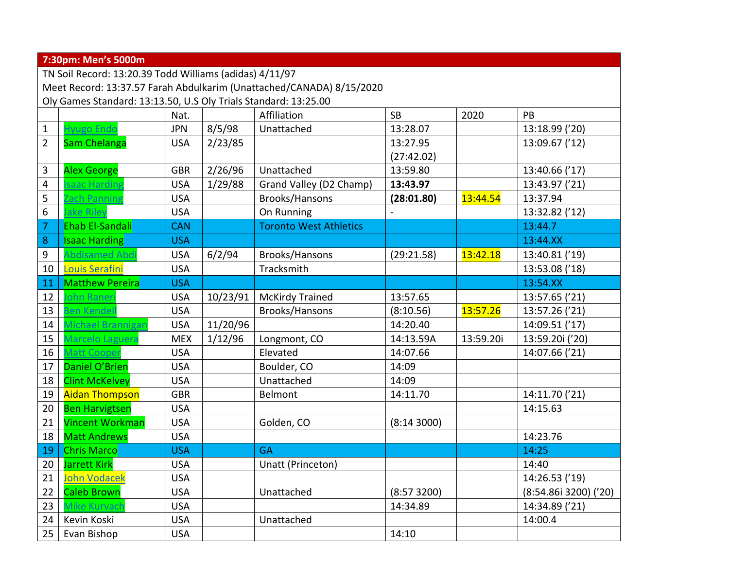| 7:30pm: Men's 5000m | | | | | | | |
|---|---|---|---|---|---|---|---|
| TN Soil Record: 13:20.39 Todd Williams (adidas) 4/11/97 | | | | | | | |
| Meet Record: 13:37.57 Farah Abdulkarim (Unattached/CANADA) 8/15/2020 | | | | | | | |
| Oly Games Standard: 13:13.50, U.S Oly Trials Standard: 13:25.00 | | | | | | | |
| | | Nat. | | Affiliation | SB | 2020 | PB |
| 1 | Hyugo Endo | JPN | 8/5/98 | Unattached | 13:28.07 | | 13:18.99 ('20) |
| 2 | Sam Chelanga | USA | 2/23/85 | | 13:27.95 (27:42.02) | | 13:09.67 ('12) |
| 3 | Alex George | GBR | 2/26/96 | Unattached | 13:59.80 | | 13:40.66 ('17) |
| 4 | Isaac Harding | USA | 1/29/88 | Grand Valley (D2 Champ) | **13:43.97** | | 13:43.97 ('21) |
| 5 | Zach Panning | USA | | Brooks/Hansons | **(28:01.80)** | 13:44.54 | 13:37.94 |
| 6 | Jake Riley | USA | | On Running | - | | 13:32.82 ('12) |
| 7 | Ehab El-Sandali | CAN | | Toronto West Athletics | | | 13:44.7 |
| 8 | Isaac Harding | USA | | | | | 13:44.XX |
| 9 | Abdisamed Abdi | USA | 6/2/94 | Brooks/Hansons | (29:21.58) | 13:42.18 | 13:40.81 ('19) |
| 10 | Louis Serafini | USA | | Tracksmith | | | 13:53.08 ('18) |
| 11 | Matthew Pereira | USA | | | | | 13:54.XX |
| 12 | John Raneri | USA | 10/23/91 | McKirdy Trained | 13:57.65 | | 13:57.65 ('21) |
| 13 | Ben Kendell | USA | | Brooks/Hansons | (8:10.56) | 13:57.26 | 13:57.26 ('21) |
| 14 | Michael Brannigan | USA | 11/20/96 | | 14:20.40 | | 14:09.51 ('17) |
| 15 | Marcelo Laguera | MEX | 1/12/96 | Longmont, CO | 14:13.59A | 13:59.20i | 13:59.20i ('20) |
| 16 | Matt Cooper | USA | | Elevated | 14:07.66 | | 14:07.66 ('21) |
| 17 | Daniel O'Brien | USA | | Boulder, CO | 14:09 | | |
| 18 | Clint McKelvey | USA | | Unattached | 14:09 | | |
| 19 | Aidan Thompson | GBR | | Belmont | 14:11.70 | | 14:11.70 ('21) |
| 20 | Ben Harvigtsen | USA | | | | | 14:15.63 |
| 21 | Vincent Workman | USA | | Golden, CO | (8:14 3000) | | |
| 18 | Matt Andrews | USA | | | | | 14:23.76 |
| 19 | Chris Marco | USA | | GA | | | 14:25 |
| 20 | Jarrett Kirk | USA | | Unatt (Princeton) | | | 14:40 |
| 21 | John Vodacek | USA | | | | | 14:26.53 ('19) |
| 22 | Caleb Brown | USA | | Unattached | (8:57 3200) | | (8:54.86i 3200) ('20) |
| 23 | Mike Kurvach | USA | | | 14:34.89 | | 14:34.89 ('21) |
| 24 | Kevin Koski | USA | | Unattached | | | 14:00.4 |
| 25 | Evan Bishop | USA | | | 14:10 | | |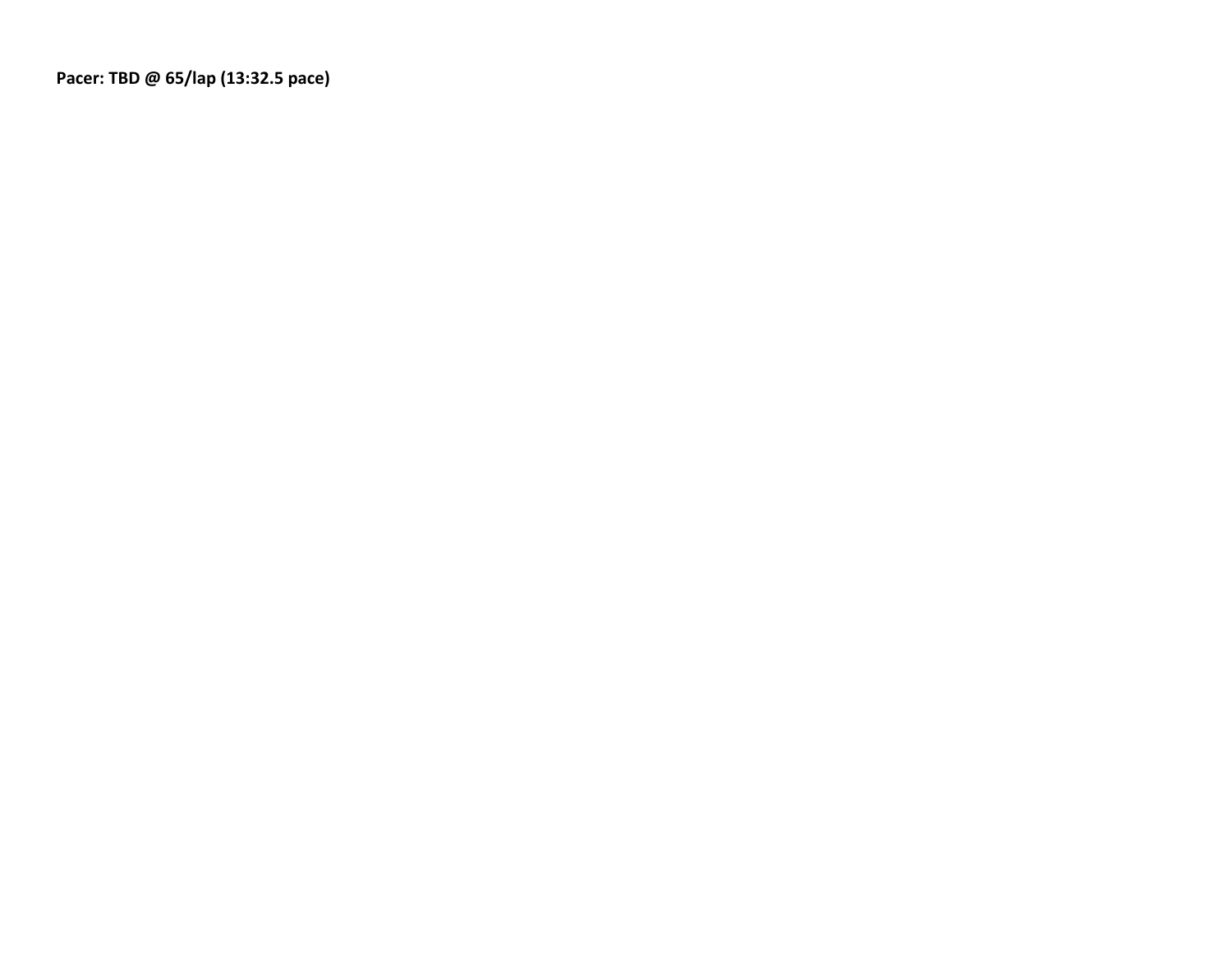**Pacer: TBD @ 65/lap (13:32.5 pace)**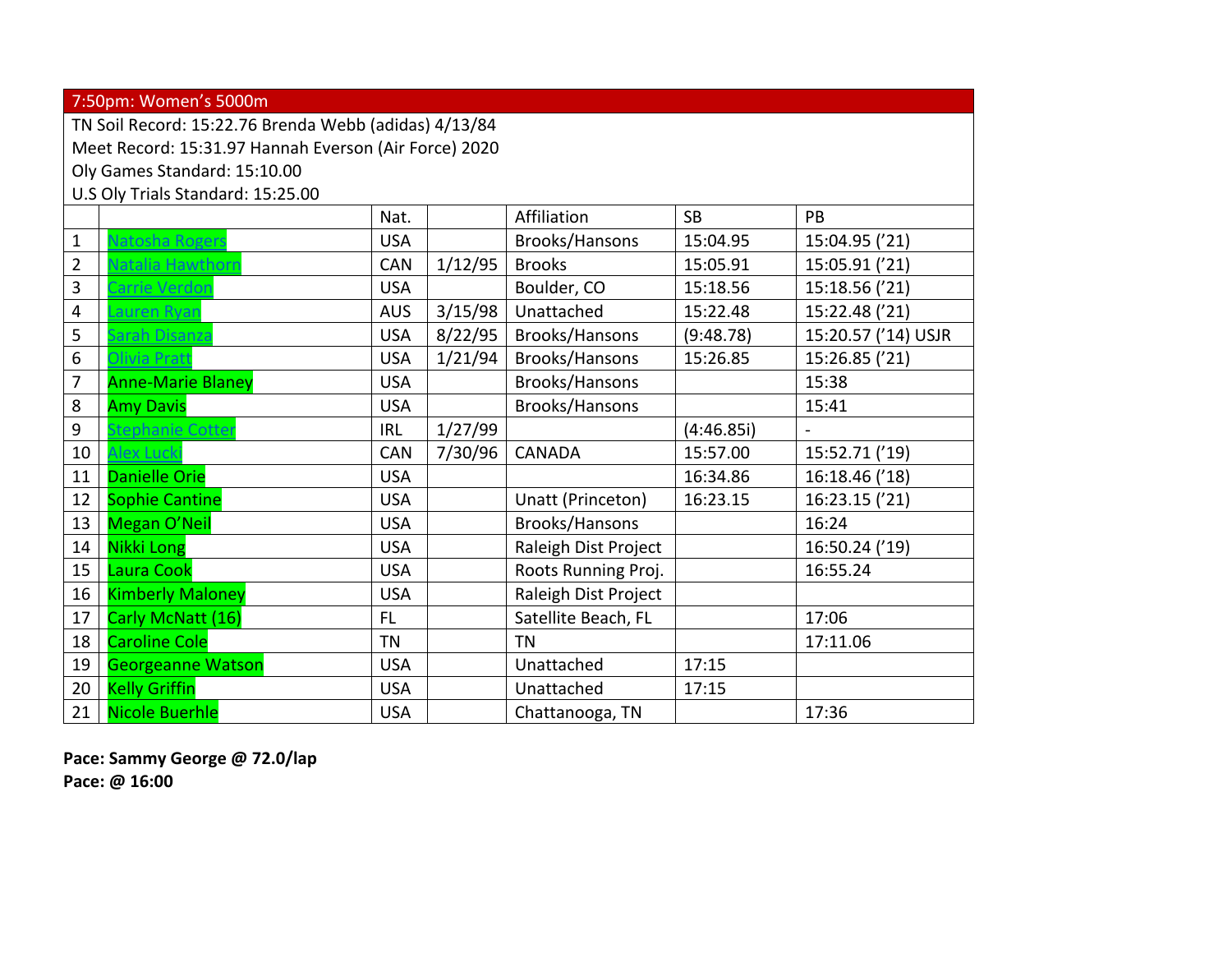| 7:50pm: Women's 5000m | | | | | | |
|---|---|---|---|---|---|---|
| TN Soil Record: 15:22.76 Brenda Webb (adidas) 4/13/84 | | | | | | |
| Meet Record: 15:31.97 Hannah Everson (Air Force) 2020 | | | | | | |
| Oly Games Standard: 15:10.00 | | | | | | |
| U.S Oly Trials Standard: 15:25.00 | | | | | | |
| | | Nat. | | Affiliation | SB | PB |
| 1 | Natosha Rogers | USA | | Brooks/Hansons | 15:04.95 | 15:04.95 ('21) |
| 2 | Natalia Hawthorn | CAN | 1/12/95 | Brooks | 15:05.91 | 15:05.91 ('21) |
| 3 | Carrie Verdon | USA | | Boulder, CO | 15:18.56 | 15:18.56 ('21) |
| 4 | Lauren Ryan | AUS | 3/15/98 | Unattached | 15:22.48 | 15:22.48 ('21) |
| 5 | Sarah Disanza | USA | 8/22/95 | Brooks/Hansons | (9:48.78) | 15:20.57 ('14) USJR |
| 6 | Olivia Pratt | USA | 1/21/94 | Brooks/Hansons | 15:26.85 | 15:26.85 ('21) |
| 7 | Anne-Marie Blaney | USA | | Brooks/Hansons | | 15:38 |
| 8 | Amy Davis | USA | | Brooks/Hansons | | 15:41 |
| 9 | Stephanie Cotter | IRL | 1/27/99 | | (4:46.85i) | - |
| 10 | Alex Lucki | CAN | 7/30/96 | CANADA | 15:57.00 | 15:52.71 ('19) |
| 11 | Danielle Orie | USA | | | 16:34.86 | 16:18.46 ('18) |
| 12 | Sophie Cantine | USA | | Unatt (Princeton) | 16:23.15 | 16:23.15 ('21) |
| 13 | Megan O'Neil | USA | | Brooks/Hansons | | 16:24 |
| 14 | Nikki Long | USA | | Raleigh Dist Project | | 16:50.24 ('19) |
| 15 | Laura Cook | USA | | Roots Running Proj. | | 16:55.24 |
| 16 | Kimberly Maloney | USA | | Raleigh Dist Project | | |
| 17 | Carly McNatt (16) | FL | | Satellite Beach, FL | | 17:06 |
| 18 | Caroline Cole | TN | | TN | | 17:11.06 |
| 19 | Georgeanne Watson | USA | | Unattached | 17:15 | |
| 20 | Kelly Griffin | USA | | Unattached | 17:15 | |
| 21 | Nicole Buerhle | USA | | Chattanooga, TN | | 17:36 |

**Pace: Sammy George @ 72.0/lap**
**Pace: @ 16:00**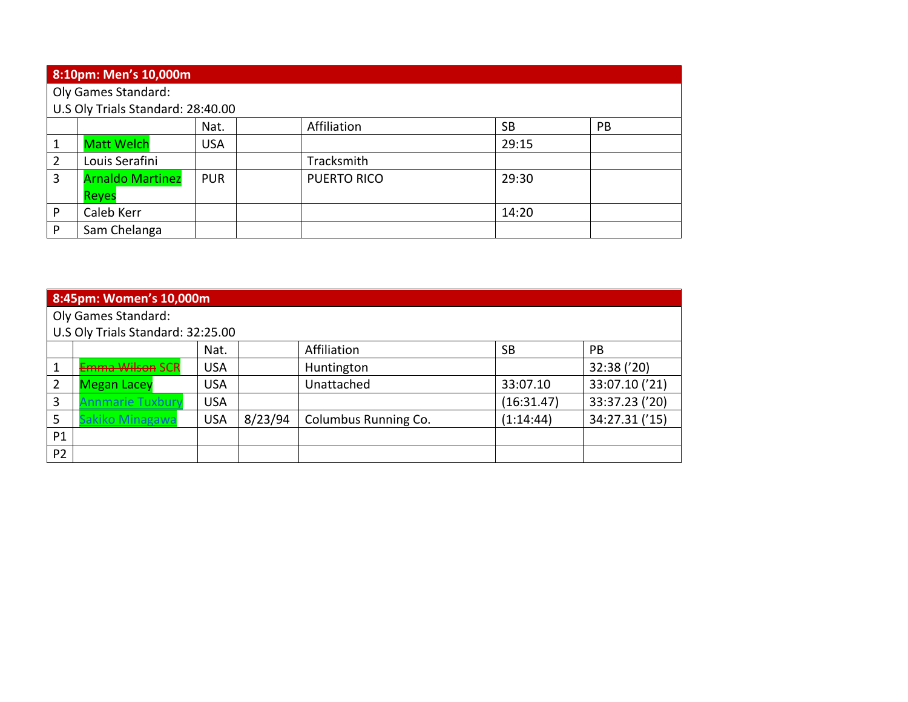| 8:10pm: Men's 10,000m | | | | | | |
|---|---|---|---|---|---|---|
| Oly Games Standard: | | | | | | |
| U.S Oly Trials Standard: 28:40.00 | | | | | | |
| | | Nat. | | Affiliation | SB | PB |
| 1 | Matt Welch | USA | | | 29:15 | |
| 2 | Louis Serafini | | | Tracksmith | | |
| 3 | Arnaldo Martinez Reyes | PUR | | PUERTO RICO | 29:30 | |
| P | Caleb Kerr | | | | 14:20 | |
| P | Sam Chelanga | | | | | |

| 8:45pm: Women's 10,000m | | | | | | |
|---|---|---|---|---|---|---|
| Oly Games Standard: | | | | | | |
| U.S Oly Trials Standard: 32:25.00 | | | | | | |
| | | Nat. | | Affiliation | SB | PB |
| 1 | ~~Emma Wilson~~ SCR | USA | | Huntington | | 32:38 ('20) |
| 2 | Megan Lacey | USA | | Unattached | 33:07.10 | 33:07.10 ('21) |
| 3 | Annmarie Tuxbury | USA | | | (16:31.47) | 33:37.23 ('20) |
| 5 | Sakiko Minagawa | USA | 8/23/94 | Columbus Running Co. | (1:14:44) | 34:27.31 ('15) |
| P1 | | | | | | |
| P2 | | | | | | |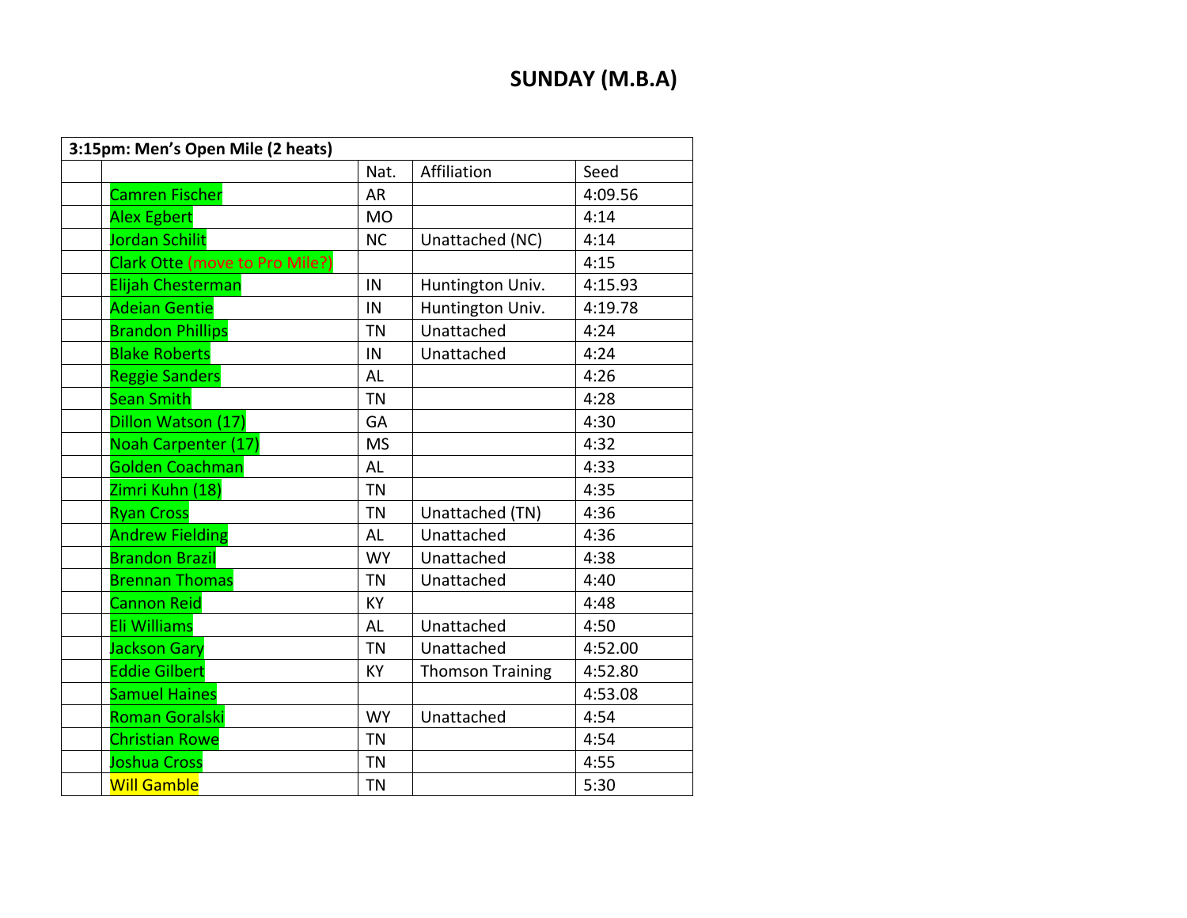## SUNDAY (M.B.A)

| 3:15pm: Men's Open Mile (2 heats) | | | | |
|---|---|---|---|---|
| | | Nat. | Affiliation | Seed |
| | Camren Fischer | AR | | 4:09.56 |
| | Alex Egbert | MO | | 4:14 |
| | Jordan Schilit | NC | Unattached (NC) | 4:14 |
| | Clark Otte (move to Pro Mile?) | | | 4:15 |
| | Elijah Chesterman | IN | Huntington Univ. | 4:15.93 |
| | Adeian Gentie | IN | Huntington Univ. | 4:19.78 |
| | Brandon Phillips | TN | Unattached | 4:24 |
| | Blake Roberts | IN | Unattached | 4:24 |
| | Reggie Sanders | AL | | 4:26 |
| | Sean Smith | TN | | 4:28 |
| | Dillon Watson (17) | GA | | 4:30 |
| | Noah Carpenter (17) | MS | | 4:32 |
| | Golden Coachman | AL | | 4:33 |
| | Zimri Kuhn (18) | TN | | 4:35 |
| | Ryan Cross | TN | Unattached (TN) | 4:36 |
| | Andrew Fielding | AL | Unattached | 4:36 |
| | Brandon Brazil | WY | Unattached | 4:38 |
| | Brennan Thomas | TN | Unattached | 4:40 |
| | Cannon Reid | KY | | 4:48 |
| | Eli Williams | AL | Unattached | 4:50 |
| | Jackson Gary | TN | Unattached | 4:52.00 |
| | Eddie Gilbert | KY | Thomson Training | 4:52.80 |
| | Samuel Haines | | | 4:53.08 |
| | Roman Goralski | WY | Unattached | 4:54 |
| | Christian Rowe | TN | | 4:54 |
| | Joshua Cross | TN | | 4:55 |
| | Will Gamble | TN | | 5:30 |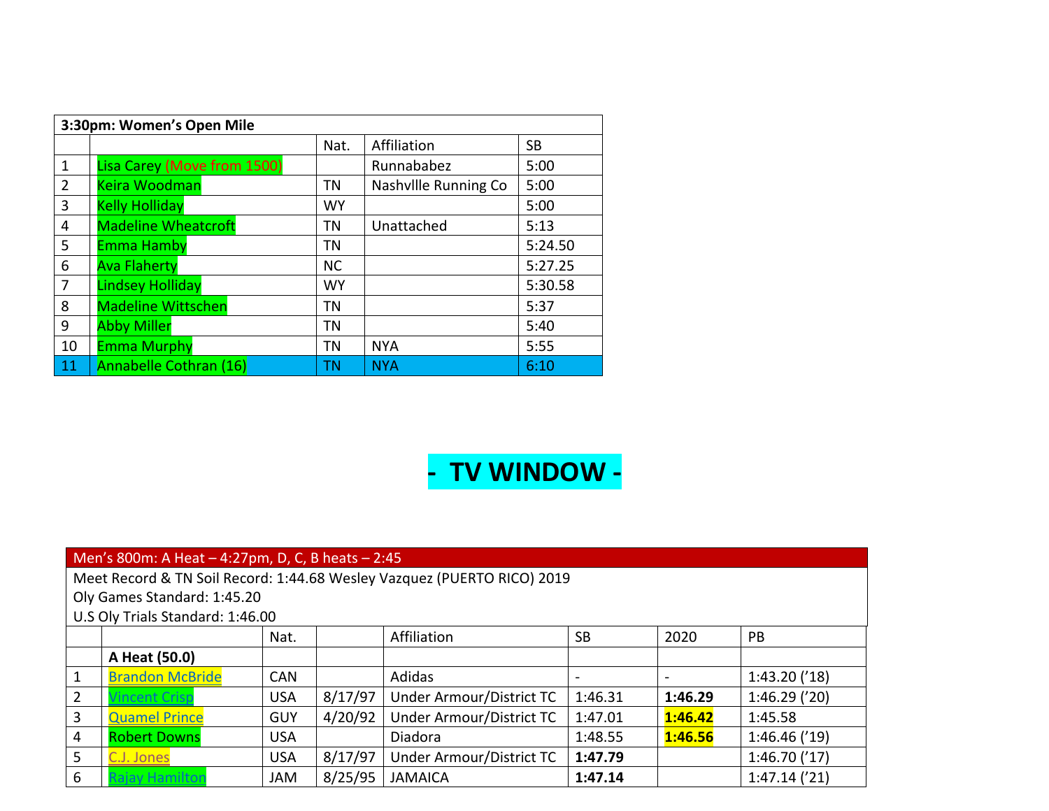| 3:30pm: Women's Open Mile | | | | |
|---|---|---|---|---|
| | | Nat. | Affiliation | SB |
| 1 | Lisa Carey (Move from 1500) | | Runnababez | 5:00 |
| 2 | Keira Woodman | TN | Nashvllle Running Co | 5:00 |
| 3 | Kelly Holliday | WY | | 5:00 |
| 4 | Madeline Wheatcroft | TN | Unattached | 5:13 |
| 5 | Emma Hamby | TN | | 5:24.50 |
| 6 | Ava Flaherty | NC | | 5:27.25 |
| 7 | Lindsey Holliday | WY | | 5:30.58 |
| 8 | Madeline Wittschen | TN | | 5:37 |
| 9 | Abby Miller | TN | | 5:40 |
| 10 | Emma Murphy | TN | NYA | 5:55 |
| 11 | Annabelle Cothran (16) | TN | NYA | 6:10 |

# - TV WINDOW -

Men's 800m: A Heat – 4:27pm, D, C, B heats – 2:45

Meet Record & TN Soil Record: 1:44.68 Wesley Vazquez (PUERTO RICO) 2019
Oly Games Standard: 1:45.20
U.S Oly Trials Standard: 1:46.00

| | | Nat. | | Affiliation | SB | 2020 | PB |
|---|---|---|---|---|---|---|---|
| | **A Heat (50.0)** | | | | | | |
| 1 | Brandon McBride | CAN | | Adidas | - | - | 1:43.20 ('18) |
| 2 | Vincent Crisp | USA | 8/17/97 | Under Armour/District TC | 1:46.31 | **1:46.29** | 1:46.29 ('20) |
| 3 | Quamel Prince | GUY | 4/20/92 | Under Armour/District TC | 1:47.01 | **1:46.42** | 1:45.58 |
| 4 | Robert Downs | USA | | Diadora | 1:48.55 | **1:46.56** | 1:46.46 ('19) |
| 5 | C.J. Jones | USA | 8/17/97 | Under Armour/District TC | **1:47.79** | | 1:46.70 ('17) |
| 6 | Rajay Hamilton | JAM | 8/25/95 | JAMAICA | **1:47.14** | | 1:47.14 ('21) |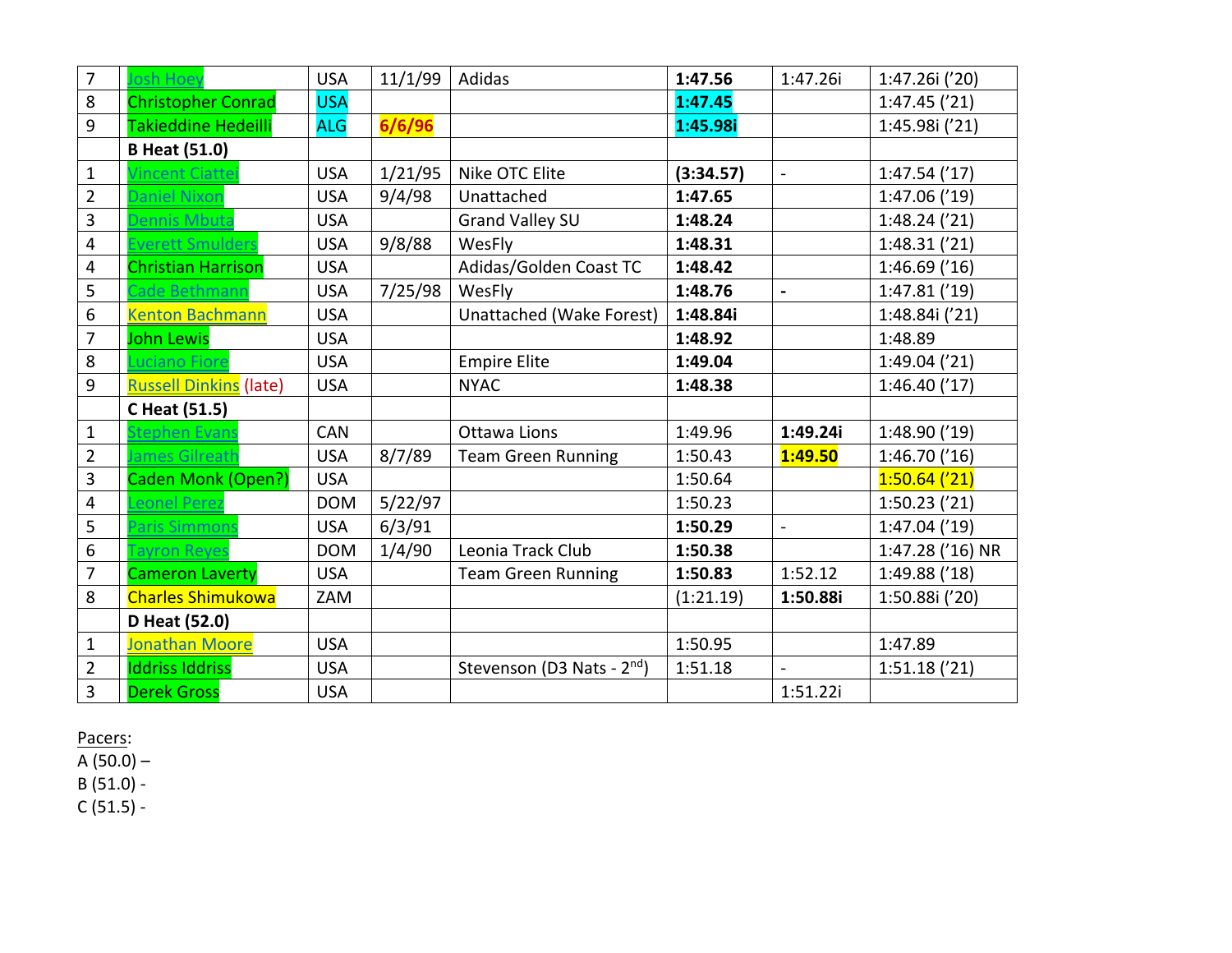| 7 | Josh Hoey | USA | 11/1/99 | Adidas | **1:47.56** | 1:47.26i | 1:47.26i ('20) |
|---|---|---|---|---|---|---|---|
| 8 | Christopher Conrad | USA | | | **1:47.45** | | 1:47.45 ('21) |
| 9 | Takieddine Hedeilli | ALG | **6/6/96** | | **1:45.98i** | | 1:45.98i ('21) |
| | **B Heat (51.0)** | | | | | | |
| 1 | Vincent Ciattei | USA | 1/21/95 | Nike OTC Elite | **(3:34.57)** | - | 1:47.54 ('17) |
| 2 | Daniel Nixon | USA | 9/4/98 | Unattached | **1:47.65** | | 1:47.06 ('19) |
| 3 | Dennis Mbuta | USA | | Grand Valley SU | **1:48.24** | | 1:48.24 ('21) |
| 4 | Everett Smulders | USA | 9/8/88 | WesFly | **1:48.31** | | 1:48.31 ('21) |
| 4 | Christian Harrison | USA | | Adidas/Golden Coast TC | **1:48.42** | | 1:46.69 ('16) |
| 5 | Cade Bethmann | USA | 7/25/98 | WesFly | **1:48.76** | **-** | 1:47.81 ('19) |
| 6 | Kenton Bachmann | USA | | Unattached (Wake Forest) | **1:48.84i** | | 1:48.84i ('21) |
| 7 | John Lewis | USA | | | **1:48.92** | | 1:48.89 |
| 8 | Luciano Fiore | USA | | Empire Elite | **1:49.04** | | 1:49.04 ('21) |
| 9 | Russell Dinkins (late) | USA | | NYAC | **1:48.38** | | 1:46.40 ('17) |
| | **C Heat (51.5)** | | | | | | |
| 1 | Stephen Evans | CAN | | Ottawa Lions | 1:49.96 | **1:49.24i** | 1:48.90 ('19) |
| 2 | James Gilreath | USA | 8/7/89 | Team Green Running | 1:50.43 | **1:49.50** | 1:46.70 ('16) |
| 3 | Caden Monk (Open?) | USA | | | 1:50.64 | | 1:50.64 ('21) |
| 4 | Leonel Perez | DOM | 5/22/97 | | 1:50.23 | | 1:50.23 ('21) |
| 5 | Paris Simmons | USA | 6/3/91 | | **1:50.29** | - | 1:47.04 ('19) |
| 6 | Tayron Reyes | DOM | 1/4/90 | Leonia Track Club | **1:50.38** | | 1:47.28 ('16) NR |
| 7 | Cameron Laverty | USA | | Team Green Running | **1:50.83** | 1:52.12 | 1:49.88 ('18) |
| 8 | Charles Shimukowa | ZAM | | | (1:21.19) | **1:50.88i** | 1:50.88i ('20) |
| | **D Heat (52.0)** | | | | | | |
| 1 | Jonathan Moore | USA | | | 1:50.95 | | 1:47.89 |
| 2 | Iddriss Iddriss | USA | | Stevenson (D3 Nats - 2nd) | 1:51.18 | - | 1:51.18 ('21) |
| 3 | Derek Gross | USA | | | | 1:51.22i | |

Pacers:
A (50.0) –
B (51.0) -
C (51.5) -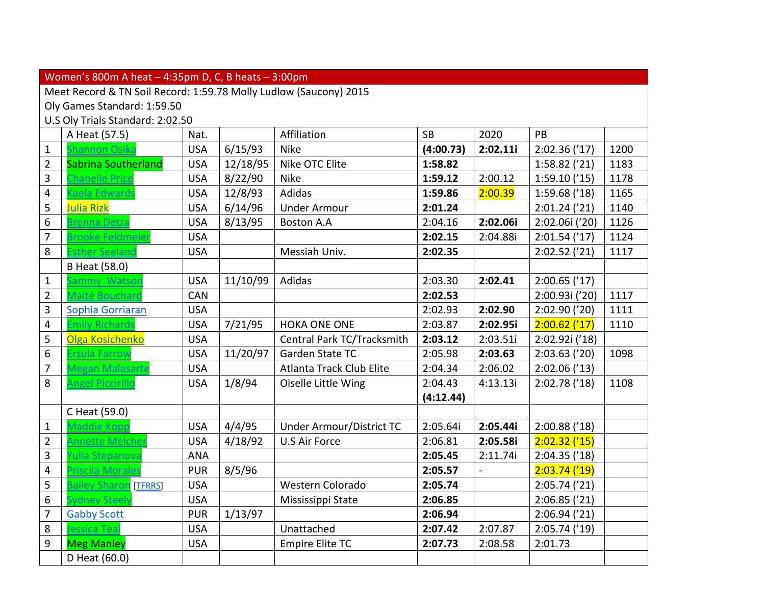| Women's 800m A heat – 4:35pm D, C, B heats – 3:00pm | | | | | | | | |
|---|---|---|---|---|---|---|---|---|
| Meet Record & TN Soil Record: 1:59.78 Molly Ludlow (Saucony) 2015<br>Oly Games Standard: 1:59.50<br>U.S Oly Trials Standard: 2:02.50 | | | | | | | | |
| | A Heat (57.5) | Nat. | | Affiliation | SB | 2020 | PB | |
| 1 | Shannon Osika | USA | 6/15/93 | Nike | **(4:00.73)** | **2:02.11i** | 2:02.36 ('17) | 1200 |
| 2 | Sabrina Southerland | USA | 12/18/95 | Nike OTC Elite | **1:58.82** | | 1:58.82 ('21) | 1183 |
| 3 | Chanelle Price | USA | 8/22/90 | Nike | **1:59.12** | 2:00.12 | 1:59.10 ('15) | 1178 |
| 4 | Kaela Edwards | USA | 12/8/93 | Adidas | **1:59.86** | 2:00.39 | 1:59.68 ('18) | 1165 |
| 5 | Julia Rizk | USA | 6/14/96 | Under Armour | **2:01.24** | | 2:01.24 ('21) | 1140 |
| 6 | Brenna Detra | USA | 8/13/95 | Boston A.A | 2:04.16 | **2:02.06i** | 2:02.06i ('20) | 1126 |
| 7 | Brooke Feldmeier | USA | | | **2:02.15** | 2:04.88i | 2:01.54 ('17) | 1124 |
| 8 | Esther Seeland | USA | | Messiah Univ. | **2:02.35** | | 2:02.52 ('21) | 1117 |
| | B Heat (58.0) | | | | | | | |
| 1 | Sammy Watson | USA | 11/10/99 | Adidas | 2:03.30 | **2:02.41** | 2:00.65 ('17) | |
| 2 | Maité Bouchard | CAN | | | **2:02.53** | | 2:00.93i ('20) | 1117 |
| 3 | Sophia Gorriaran | USA | | | 2:02.93 | **2:02.90** | 2:02.90 ('20) | 1111 |
| 4 | Emily Richards | USA | 7/21/95 | HOKA ONE ONE | 2:03.87 | **2:02.95i** | 2:00.62 ('17) | 1110 |
| 5 | Olga Kosichenko | USA | | Central Park TC/Tracksmith | **2:03.12** | 2:03.51i | 2:02.92i ('18) | |
| 6 | Ersula Farrow | USA | 11/20/97 | Garden State TC | 2:05.98 | **2:03.63** | 2:03.63 ('20) | 1098 |
| 7 | Megan Malasarte | USA | | Atlanta Track Club Elite | 2:04.34 | 2:06.02 | 2:02.06 ('13) | |
| 8 | Angel Piccirillo | USA | 1/8/94 | Oiselle Little Wing | 2:04.43 **(4:12.44)** | 4:13.13i | 2:02.78 ('18) | 1108 |
| | C Heat (59.0) | | | | | | | |
| 1 | Maddie Kopp | USA | 4/4/95 | Under Armour/District TC | 2:05.64i | **2:05.44i** | 2:00.88 ('18) | |
| 2 | Annette Melcher | USA | 4/18/92 | U.S Air Force | 2:06.81 | **2:05.58i** | 2:02.32 ('15) | |
| 3 | Yulia Stepanova | ANA | | | **2:05.45** | 2:11.74i | 2:04.35 ('18) | |
| 4 | Priscila Morales | PUR | 8/5/96 | | **2:05.57** | - | 2:03.74 ('19) | |
| 5 | Bailey Sharon [TFRRS] | USA | | Western Colorado | **2:05.74** | | 2:05.74 ('21) | |
| 6 | Sydney Steely | USA | | Mississippi State | **2:06.85** | | 2:06.85 ('21) | |
| 7 | Gabby Scott | PUR | 1/13/97 | | **2:06.94** | | 2:06.94 ('21) | |
| 8 | Jessica Teal | USA | | Unattached | **2:07.42** | 2:07.87 | 2:05.74 ('19) | |
| 9 | Meg Manley | USA | | Empire Elite TC | **2:07.73** | 2:08.58 | 2:01.73 | |
| | D Heat (60.0) | | | | | | | |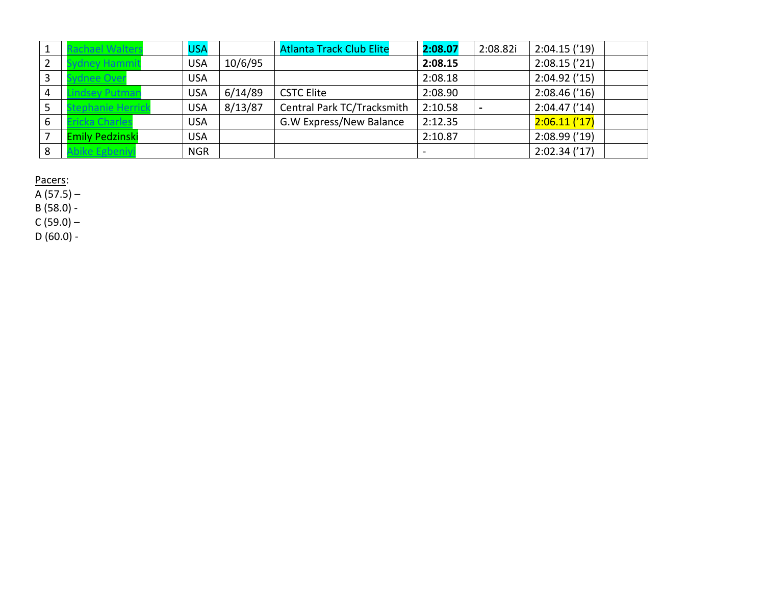| 1 | Rachael Walters | USA | | Atlanta Track Club Elite | **2:08.07** | 2:08.82i | 2:04.15 ('19) | |
|---|---|---|---|---|---|---|---|---|
| 2 | Sydney Hammit | USA | 10/6/95 | | **2:08.15** | | 2:08.15 ('21) | |
| 3 | Sydnee Over | USA | | | 2:08.18 | | 2:04.92 ('15) | |
| 4 | Lindsey Putman | USA | 6/14/89 | CSTC Elite | 2:08.90 | | 2:08.46 ('16) | |
| 5 | Stephanie Herrick | USA | 8/13/87 | Central Park TC/Tracksmith | 2:10.58 | - | 2:04.47 ('14) | |
| 6 | Ericka Charles | USA | | G.W Express/New Balance | 2:12.35 | | 2:06.11 ('17) | |
| 7 | Emily Pedzinski | USA | | | 2:10.87 | | 2:08.99 ('19) | |
| 8 | Abike Egbeniyi | NGR | | | - | | 2:02.34 ('17) | |

Pacers:

A (57.5) –

B (58.0) -

C (59.0) –

D (60.0) -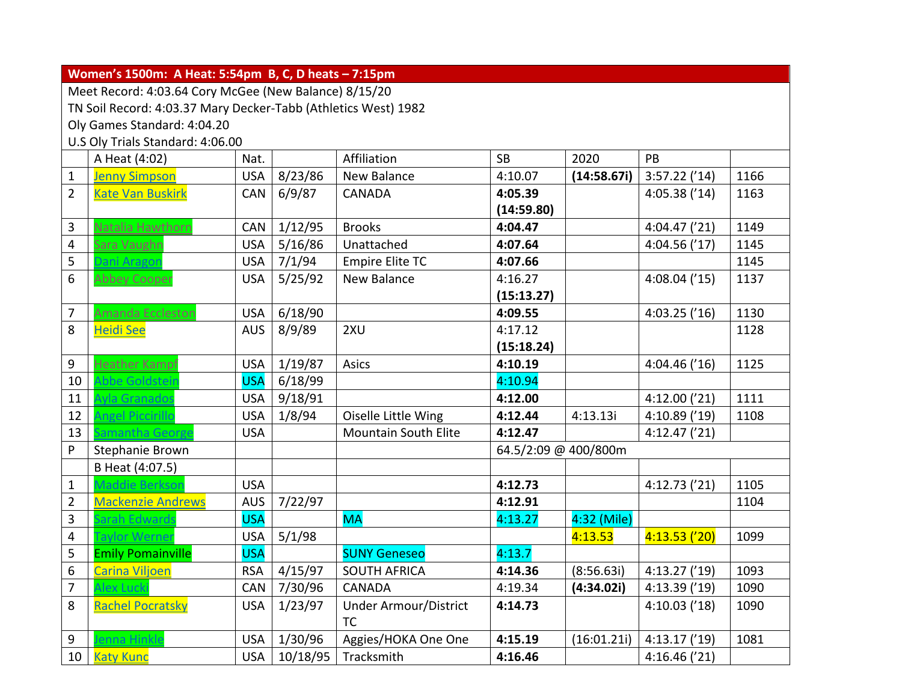| Women's 1500m: A Heat: 5:54pm B, C, D heats – 7:15pm | | | | | | | | |
|---|---|---|---|---|---|---|---|---|
| Meet Record: 4:03.64 Cory McGee (New Balance) 8/15/20 | | | | | | | | |
| TN Soil Record: 4:03.37 Mary Decker-Tabb (Athletics West) 1982 | | | | | | | | |
| Oly Games Standard: 4:04.20 | | | | | | | | |
| U.S Oly Trials Standard: 4:06.00 | | | | | | | | |
| | A Heat (4:02) | Nat. | | Affiliation | SB | 2020 | PB | |
| 1 | Jenny Simpson | USA | 8/23/86 | New Balance | 4:10.07 | **(14:58.67i)** | 3:57.22 ('14) | 1166 |
| 2 | Kate Van Buskirk | CAN | 6/9/87 | CANADA | **4:05.39 (14:59.80)** | | 4:05.38 ('14) | 1163 |
| 3 | Natalia Hawthorn | CAN | 1/12/95 | Brooks | **4:04.47** | | 4:04.47 ('21) | 1149 |
| 4 | Sara Vaughn | USA | 5/16/86 | Unattached | **4:07.64** | | 4:04.56 ('17) | 1145 |
| 5 | Dani Aragon | USA | 7/1/94 | Empire Elite TC | **4:07.66** | | | 1145 |
| 6 | Abbey Cooper | USA | 5/25/92 | New Balance | 4:16.27 **(15:13.27)** | | 4:08.04 ('15) | 1137 |
| 7 | Amanda Eccleston | USA | 6/18/90 | | **4:09.55** | | 4:03.25 ('16) | 1130 |
| 8 | Heidi See | AUS | 8/9/89 | 2XU | 4:17.12 **(15:18.24)** | | | 1128 |
| 9 | Heather Kampf | USA | 1/19/87 | Asics | **4:10.19** | | 4:04.46 ('16) | 1125 |
| 10 | Abbe Goldstein | USA | 6/18/99 | | 4:10.94 | | | |
| 11 | Ayla Granados | USA | 9/18/91 | | **4:12.00** | | 4:12.00 ('21) | 1111 |
| 12 | Angel Piccirillo | USA | 1/8/94 | Oiselle Little Wing | **4:12.44** | 4:13.13i | 4:10.89 ('19) | 1108 |
| 13 | Samantha George | USA | | Mountain South Elite | **4:12.47** | | 4:12.47 ('21) | |
| P | Stephanie Brown | | | | 64.5/2:09 @ 400/800m | | | |
| | B Heat (4:07.5) | | | | | | | |
| 1 | Maddie Berkson | USA | | | **4:12.73** | | 4:12.73 ('21) | 1105 |
| 2 | Mackenzie Andrews | AUS | 7/22/97 | | **4:12.91** | | | 1104 |
| 3 | Sarah Edwards | USA | | MA | 4:13.27 | 4:32 (Mile) | | |
| 4 | Taylor Werner | USA | 5/1/98 | | | 4:13.53 | 4:13.53 ('20) | 1099 |
| 5 | Emily Pomainville | USA | | SUNY Geneseo | 4:13.7 | | | |
| 6 | Carina Viljoen | RSA | 4/15/97 | SOUTH AFRICA | **4:14.36** | (8:56.63i) | 4:13.27 ('19) | 1093 |
| 7 | Alex Lucki | CAN | 7/30/96 | CANADA | 4:19.34 | **(4:34.02i)** | 4:13.39 ('19) | 1090 |
| 8 | Rachel Pocratsky | USA | 1/23/97 | Under Armour/District TC | **4:14.73** | | 4:10.03 ('18) | 1090 |
| 9 | Jenna Hinkle | USA | 1/30/96 | Aggies/HOKA One One | **4:15.19** | (16:01.21i) | 4:13.17 ('19) | 1081 |
| 10 | Katy Kunc | USA | 10/18/95 | Tracksmith | **4:16.46** | | 4:16.46 ('21) | |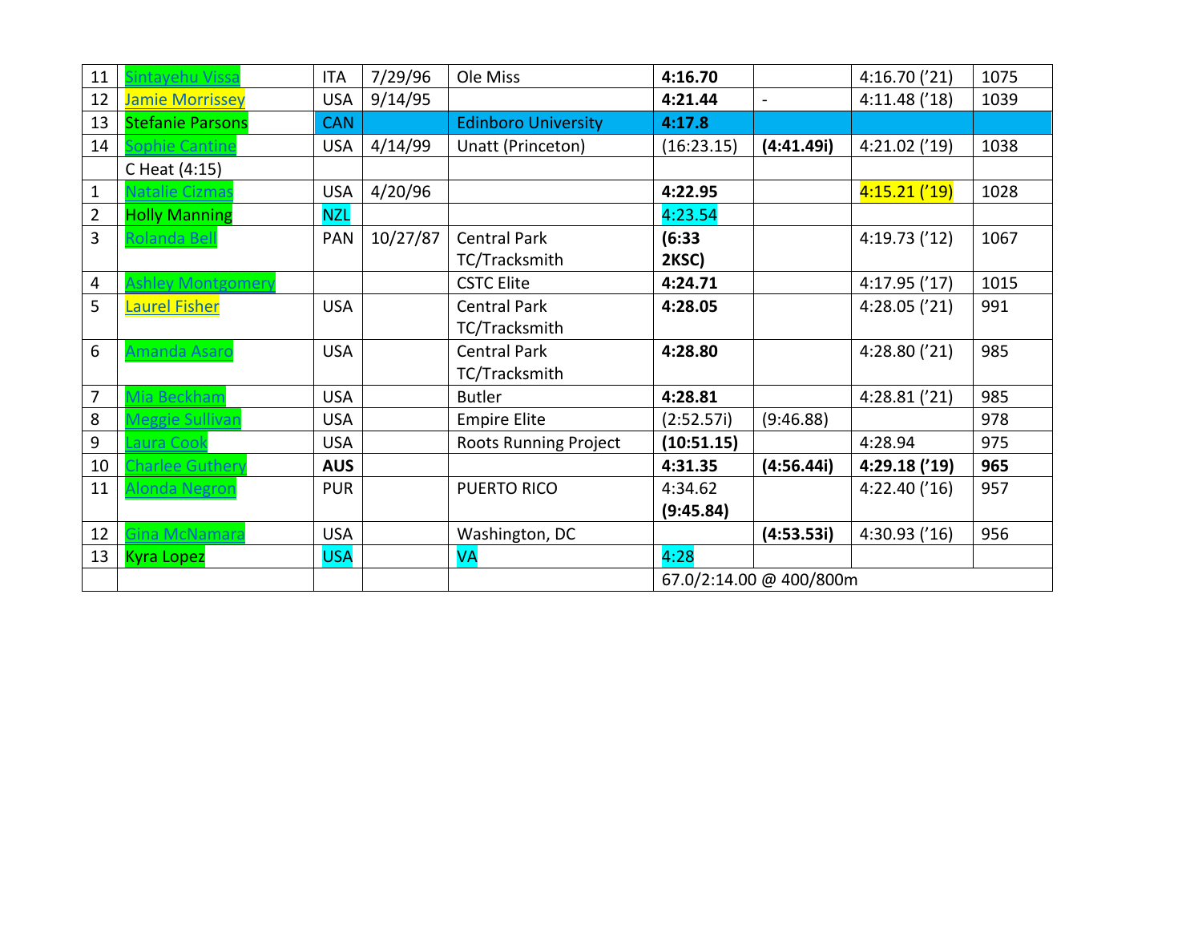| | | | | | | | | |
|---|---|---|---|---|---|---|---|---|
| 11 | Sintayehu Vissa | ITA | 7/29/96 | Ole Miss | **4:16.70** | | 4:16.70 ('21) | 1075 |
| 12 | Jamie Morrissey | USA | 9/14/95 | | **4:21.44** | - | 4:11.48 ('18) | 1039 |
| 13 | Stefanie Parsons | CAN | | Edinboro University | **4:17.8** | | | |
| 14 | Sophie Cantine | USA | 4/14/99 | Unatt (Princeton) | (16:23.15) | **(4:41.49i)** | 4:21.02 ('19) | 1038 |
| | C Heat (4:15) | | | | | | | |
| 1 | Natalie Cizmas | USA | 4/20/96 | | **4:22.95** | | 4:15.21 ('19) | 1028 |
| 2 | Holly Manning | NZL | | | 4:23.54 | | | |
| 3 | Rolanda Bell | PAN | 10/27/87 | Central Park TC/Tracksmith | **(6:33 2KSC)** | | 4:19.73 ('12) | 1067 |
| 4 | Ashley Montgomery | | | CSTC Elite | **4:24.71** | | 4:17.95 ('17) | 1015 |
| 5 | Laurel Fisher | USA | | Central Park TC/Tracksmith | **4:28.05** | | 4:28.05 ('21) | 991 |
| 6 | Amanda Asaro | USA | | Central Park TC/Tracksmith | **4:28.80** | | 4:28.80 ('21) | 985 |
| 7 | Mia Beckham | USA | | Butler | **4:28.81** | | 4:28.81 ('21) | 985 |
| 8 | Meggie Sullivan | USA | | Empire Elite | (2:52.57i) | (9:46.88) | | 978 |
| 9 | Laura Cook | USA | | Roots Running Project | **(10:51.15)** | | 4:28.94 | 975 |
| 10 | Charlee Guthery | **AUS** | | | **4:31.35** | **(4:56.44i)** | **4:29.18 ('19)** | **965** |
| 11 | Alonda Negron | PUR | | PUERTO RICO | 4:34.62 **(9:45.84)** | | 4:22.40 ('16) | 957 |
| 12 | Gina McNamara | USA | | Washington, DC | | **(4:53.53i)** | 4:30.93 ('16) | 956 |
| 13 | Kyra Lopez | USA | | VA | 4:28 | | | |
| | | | | | 67.0/2:14.00 @ 400/800m | | | |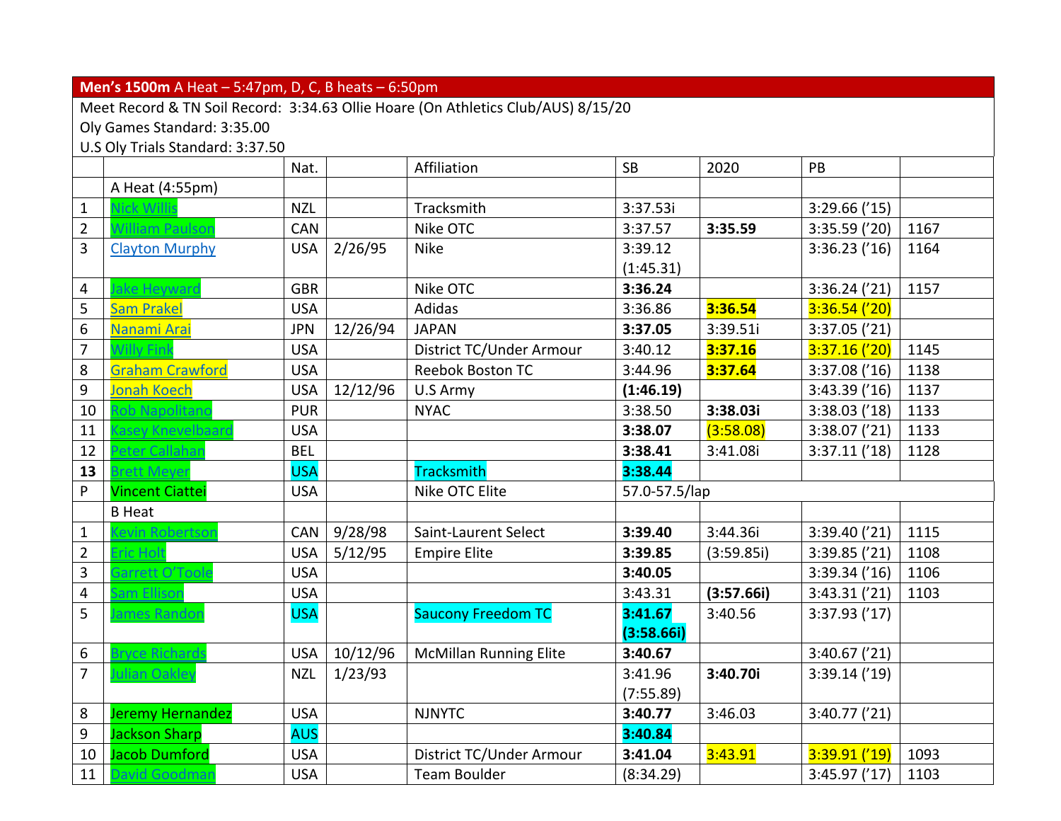| **Men's 1500m** A Heat – 5:47pm, D, C, B heats – 6:50pm | | | | | | | | |
|---|---|---|---|---|---|---|---|---|
| Meet Record & TN Soil Record: 3:34.63 Ollie Hoare (On Athletics Club/AUS) 8/15/20 | | | | | | | | |
| Oly Games Standard: 3:35.00 | | | | | | | | |
| U.S Oly Trials Standard: 3:37.50 | | | | | | | | |
| | | Nat. | | Affiliation | SB | 2020 | PB | |
| | A Heat (4:55pm) | | | | | | | |
| 1 | Nick Willis | NZL | | Tracksmith | 3:37.53i | | 3:29.66 ('15) | |
| 2 | William Paulson | CAN | | Nike OTC | 3:37.57 | **3:35.59** | 3:35.59 ('20) | 1167 |
| 3 | Clayton Murphy | USA | 2/26/95 | Nike | 3:39.12 (1:45.31) | | 3:36.23 ('16) | 1164 |
| 4 | Jake Heyward | GBR | | Nike OTC | **3:36.24** | | 3:36.24 ('21) | 1157 |
| 5 | Sam Prakel | USA | | Adidas | 3:36.86 | **3:36.54** | 3:36.54 ('20) | |
| 6 | Nanami Arai | JPN | 12/26/94 | JAPAN | **3:37.05** | 3:39.51i | 3:37.05 ('21) | |
| 7 | Willy Fink | USA | | District TC/Under Armour | 3:40.12 | **3:37.16** | 3:37.16 ('20) | 1145 |
| 8 | Graham Crawford | USA | | Reebok Boston TC | 3:44.96 | **3:37.64** | 3:37.08 ('16) | 1138 |
| 9 | Jonah Koech | USA | 12/12/96 | U.S Army | **(1:46.19)** | | 3:43.39 ('16) | 1137 |
| 10 | Rob Napolitano | PUR | | NYAC | 3:38.50 | **3:38.03i** | 3:38.03 ('18) | 1133 |
| 11 | Kasey Knevelbaard | USA | | | **3:38.07** | (3:58.08) | 3:38.07 ('21) | 1133 |
| 12 | Peter Callahan | BEL | | | **3:38.41** | 3:41.08i | 3:37.11 ('18) | 1128 |
| **13** | Brett Meyer | USA | | Tracksmith | **3:38.44** | | | |
| P | Vincent Ciattei | USA | | Nike OTC Elite | 57.0-57.5/lap | | | |
| | B Heat | | | | | | | |
| 1 | Kevin Robertson | CAN | 9/28/98 | Saint-Laurent Select | **3:39.40** | 3:44.36i | 3:39.40 ('21) | 1115 |
| 2 | Eric Holt | USA | 5/12/95 | Empire Elite | **3:39.85** | (3:59.85i) | 3:39.85 ('21) | 1108 |
| 3 | Garrett O'Toole | USA | | | **3:40.05** | | 3:39.34 ('16) | 1106 |
| 4 | Sam Ellison | USA | | | 3:43.31 | **(3:57.66i)** | 3:43.31 ('21) | 1103 |
| 5 | James Randon | USA | | Saucony Freedom TC | **3:41.67 (3:58.66i)** | 3:40.56 | 3:37.93 ('17) | |
| 6 | Bryce Richards | USA | 10/12/96 | McMillan Running Elite | **3:40.67** | | 3:40.67 ('21) | |
| 7 | Julian Oakley | NZL | 1/23/93 | | 3:41.96 (7:55.89) | **3:40.70i** | 3:39.14 ('19) | |
| 8 | Jeremy Hernandez | USA | | NJNYTC | **3:40.77** | 3:46.03 | 3:40.77 ('21) | |
| 9 | Jackson Sharp | AUS | | | **3:40.84** | | | |
| 10 | Jacob Dumford | USA | | District TC/Under Armour | **3:41.04** | 3:43.91 | 3:39.91 ('19) | 1093 |
| 11 | David Goodman | USA | | Team Boulder | (8:34.29) | | 3:45.97 ('17) | 1103 |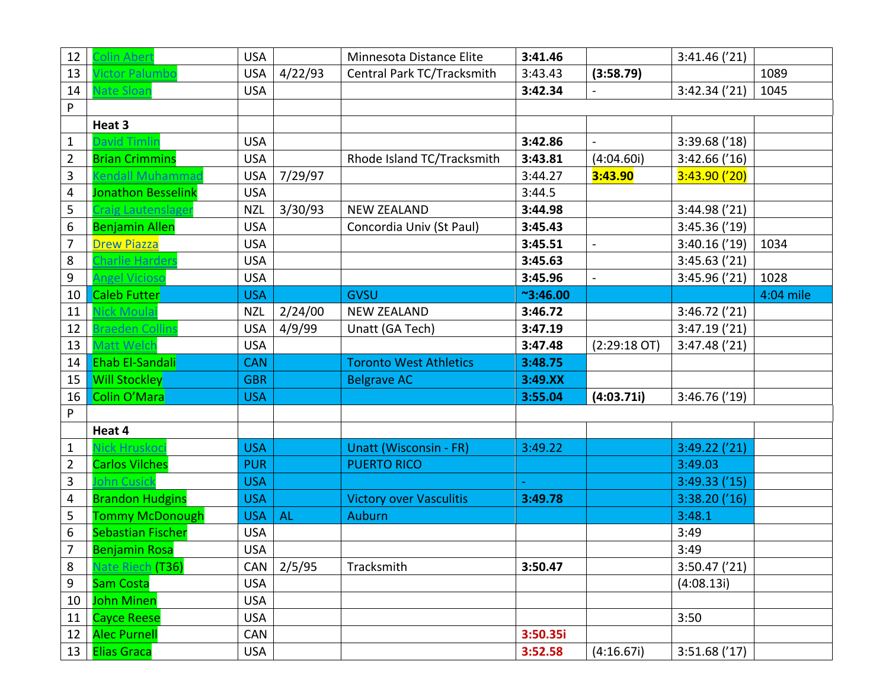| 12 | Colin Abert | USA | | Minnesota Distance Elite | **3:41.46** | | 3:41.46 ('21) | |
|---|---|---|---|---|---|---|---|---|
| 13 | Victor Palumbo | USA | 4/22/93 | Central Park TC/Tracksmith | 3:43.43 | **(3:58.79)** | | 1089 |
| 14 | Nate Sloan | USA | | | **3:42.34** | - | 3:42.34 ('21) | 1045 |
| P | | | | | | | | |
| | **Heat 3** | | | | | | | |
| 1 | David Timlin | USA | | | **3:42.86** | - | 3:39.68 ('18) | |
| 2 | Brian Crimmins | USA | | Rhode Island TC/Tracksmith | **3:43.81** | (4:04.60i) | 3:42.66 ('16) | |
| 3 | Kendall Muhammad | USA | 7/29/97 | | 3:44.27 | **3:43.90** | 3:43.90 ('20) | |
| 4 | Jonathon Besselink | USA | | | 3:44.5 | | | |
| 5 | Craig Lautenslager | NZL | 3/30/93 | NEW ZEALAND | **3:44.98** | | 3:44.98 ('21) | |
| 6 | Benjamin Allen | USA | | Concordia Univ (St Paul) | **3:45.43** | | 3:45.36 ('19) | |
| 7 | Drew Piazza | USA | | | **3:45.51** | - | 3:40.16 ('19) | 1034 |
| 8 | Charlie Harders | USA | | | **3:45.63** | | 3:45.63 ('21) | |
| 9 | Angel Vicioso | USA | | | **3:45.96** | - | 3:45.96 ('21) | 1028 |
| 10 | Caleb Futter | USA | | GVSU | **~3:46.00** | | | 4:04 mile |
| 11 | Nick Moulai | NZL | 2/24/00 | NEW ZEALAND | **3:46.72** | | 3:46.72 ('21) | |
| 12 | Braeden Collins | USA | 4/9/99 | Unatt (GA Tech) | **3:47.19** | | 3:47.19 ('21) | |
| 13 | Matt Welch | USA | | | **3:47.48** | (2:29:18 OT) | 3:47.48 ('21) | |
| 14 | Ehab El-Sandali | CAN | | Toronto West Athletics | **3:48.75** | | | |
| 15 | Will Stockley | GBR | | Belgrave AC | **3:49.XX** | | | |
| 16 | Colin O'Mara | USA | | | **3:55.04** | **(4:03.71i)** | 3:46.76 ('19) | |
| P | | | | | | | | |
| | **Heat 4** | | | | | | | |
| 1 | Nick Hruskoci | USA | | Unatt (Wisconsin - FR) | 3:49.22 | | 3:49.22 ('21) | |
| 2 | Carlos Vilches | PUR | | PUERTO RICO | | | 3:49.03 | |
| 3 | John Cusick | USA | | | - | | 3:49.33 ('15) | |
| 4 | Brandon Hudgins | USA | | Victory over Vasculitis | **3:49.78** | | 3:38.20 ('16) | |
| 5 | Tommy McDonough | USA | AL | Auburn | | | 3:48.1 | |
| 6 | Sebastian Fischer | USA | | | | | 3:49 | |
| 7 | Benjamin Rosa | USA | | | | | 3:49 | |
| 8 | Nate Riech (T36) | CAN | 2/5/95 | Tracksmith | **3:50.47** | | 3:50.47 ('21) | |
| 9 | Sam Costa | USA | | | | | (4:08.13i) | |
| 10 | John Minen | USA | | | | | | |
| 11 | Cayce Reese | USA | | | | | 3:50 | |
| 12 | Alec Purnell | CAN | | | **3:50.35i** | | | |
| 13 | Elias Graca | USA | | | **3:52.58** | (4:16.67i) | 3:51.68 ('17) | |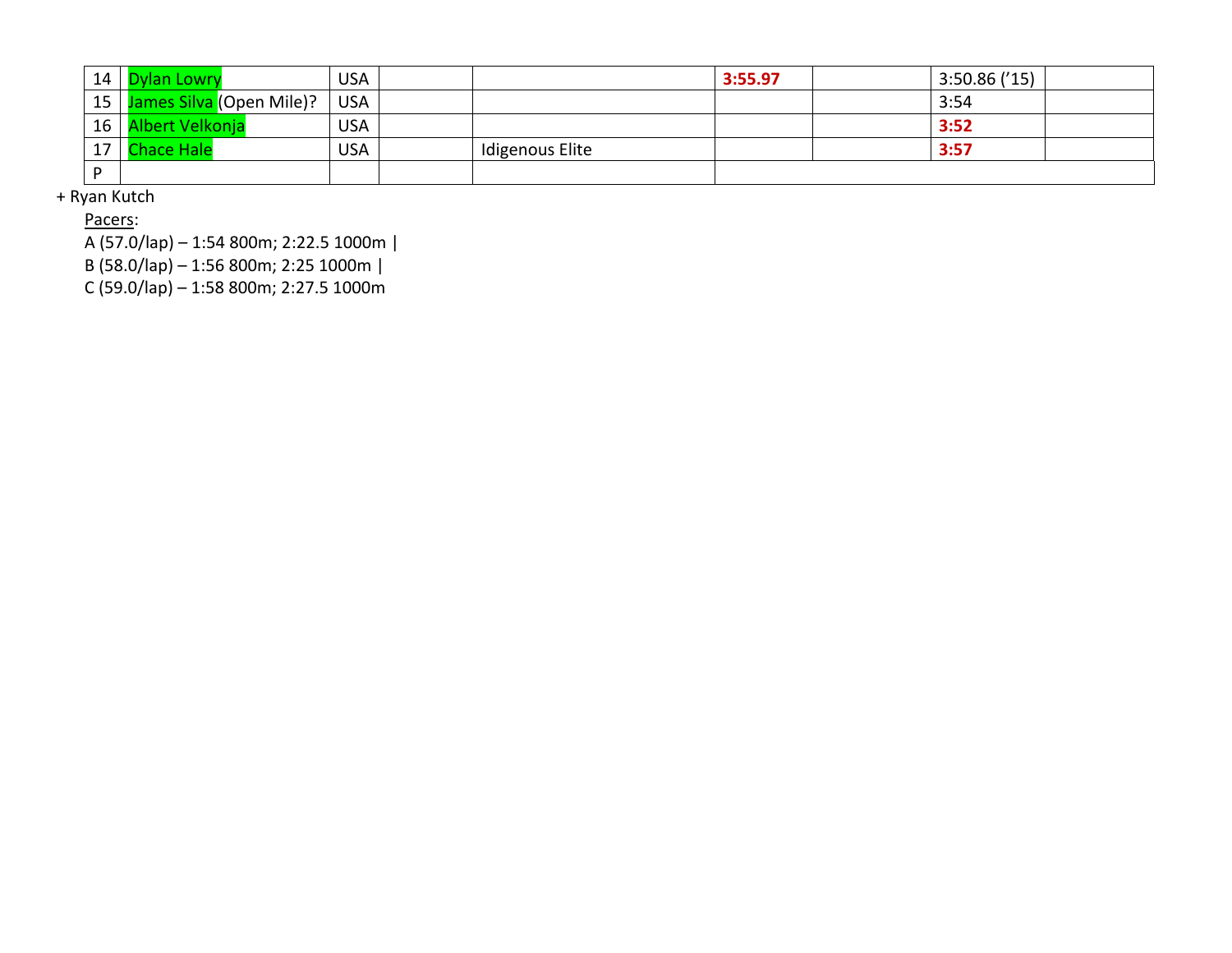| | | | | | | | | |
|---|---|---|---|---|---|---|---|---|
| 14 | Dylan Lowry | USA | | | **3:55.97** | | 3:50.86 ('15) | |
| 15 | James Silva (Open Mile)? | USA | | | | | 3:54 | |
| 16 | Albert Velkonja | USA | | | | | **3:52** | |
| 17 | Chace Hale | USA | | Idigenous Elite | | | **3:57** | |
| P | | | | | | | | |

+ Ryan Kutch

Pacers:

A (57.0/lap) – 1:54 800m; 2:22.5 1000m |

B (58.0/lap) – 1:56 800m; 2:25 1000m |

C (59.0/lap) – 1:58 800m; 2:27.5 1000m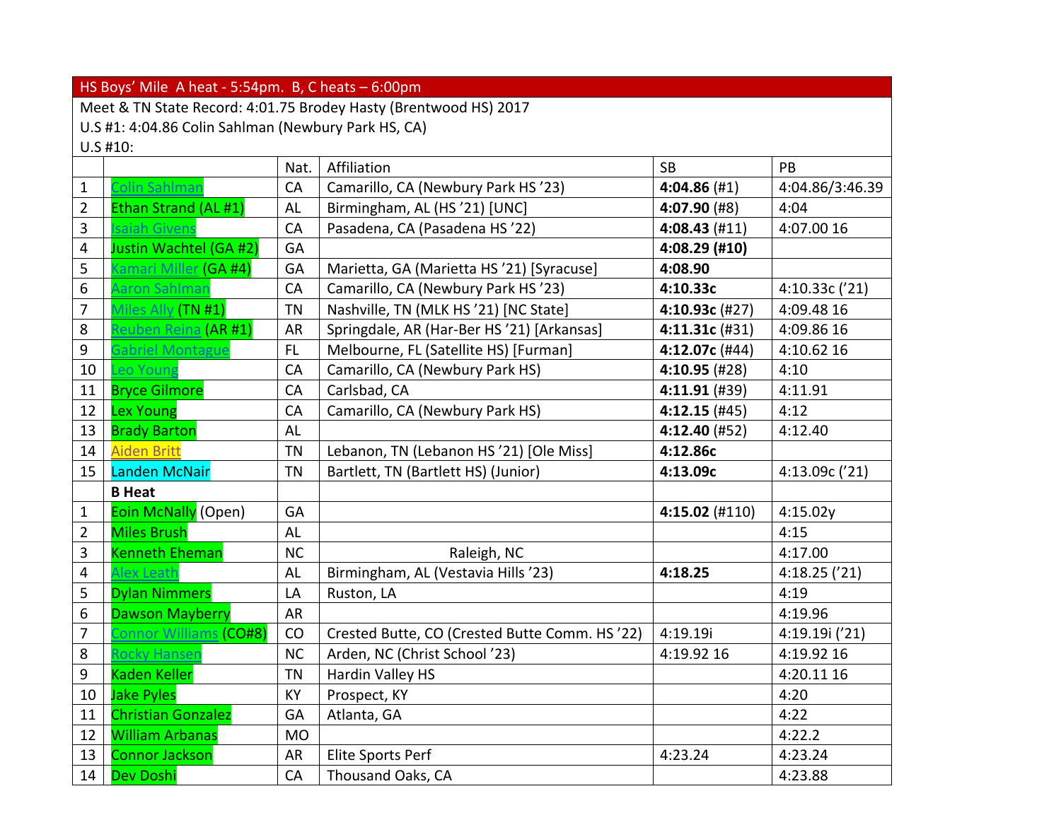| HS Boys' Mile A heat - 5:54pm. B, C heats – 6:00pm | | | | | |
|---|---|---|---|---|---|
| Meet & TN State Record: 4:01.75 Brodey Hasty (Brentwood HS) 2017 | | | | | |
| U.S #1: 4:04.86 Colin Sahlman (Newbury Park HS, CA) | | | | | |
| U.S #10: | | | | | |
| | | Nat. | Affiliation | SB | PB |
| 1 | Colin Sahlman | CA | Camarillo, CA (Newbury Park HS '23) | **4:04.86** (#1) | 4:04.86/3:46.39 |
| 2 | Ethan Strand (AL #1) | AL | Birmingham, AL (HS '21) [UNC] | **4:07.90** (#8) | 4:04 |
| 3 | Isaiah Givens | CA | Pasadena, CA (Pasadena HS '22) | **4:08.43** (#11) | 4:07.00 16 |
| 4 | Justin Wachtel (GA #2) | GA | | **4:08.29 (#10)** | |
| 5 | Kamari Miller (GA #4) | GA | Marietta, GA (Marietta HS '21) [Syracuse] | **4:08.90** | |
| 6 | Aaron Sahlman | CA | Camarillo, CA (Newbury Park HS '23) | **4:10.33c** | 4:10.33c ('21) |
| 7 | Miles Ally (TN #1) | TN | Nashville, TN (MLK HS '21) [NC State] | **4:10.93c** (#27) | 4:09.48 16 |
| 8 | Reuben Reina (AR #1) | AR | Springdale, AR (Har-Ber HS '21) [Arkansas] | **4:11.31c** (#31) | 4:09.86 16 |
| 9 | Gabriel Montague | FL | Melbourne, FL (Satellite HS) [Furman] | **4:12.07c** (#44) | 4:10.62 16 |
| 10 | Leo Young | CA | Camarillo, CA (Newbury Park HS) | **4:10.95** (#28) | 4:10 |
| 11 | Bryce Gilmore | CA | Carlsbad, CA | **4:11.91** (#39) | 4:11.91 |
| 12 | Lex Young | CA | Camarillo, CA (Newbury Park HS) | **4:12.15** (#45) | 4:12 |
| 13 | Brady Barton | AL | | **4:12.40** (#52) | 4:12.40 |
| 14 | Aiden Britt | TN | Lebanon, TN (Lebanon HS '21) [Ole Miss] | **4:12.86c** | |
| 15 | Landen McNair | TN | Bartlett, TN (Bartlett HS) (Junior) | **4:13.09c** | 4:13.09c ('21) |
| | **B Heat** | | | | |
| 1 | Eoin McNally (Open) | GA | | **4:15.02** (#110) | 4:15.02y |
| 2 | Miles Brush | AL | | | 4:15 |
| 3 | Kenneth Eheman | NC | Raleigh, NC | | 4:17.00 |
| 4 | Alex Leath | AL | Birmingham, AL (Vestavia Hills '23) | **4:18.25** | 4:18.25 ('21) |
| 5 | Dylan Nimmers | LA | Ruston, LA | | 4:19 |
| 6 | Dawson Mayberry | AR | | | 4:19.96 |
| 7 | Connor Williams (CO#8) | CO | Crested Butte, CO (Crested Butte Comm. HS '22) | 4:19.19i | 4:19.19i ('21) |
| 8 | Rocky Hansen | NC | Arden, NC (Christ School '23) | 4:19.92 16 | 4:19.92 16 |
| 9 | Kaden Keller | TN | Hardin Valley HS | | 4:20.11 16 |
| 10 | Jake Pyles | KY | Prospect, KY | | 4:20 |
| 11 | Christian Gonzalez | GA | Atlanta, GA | | 4:22 |
| 12 | William Arbanas | MO | | | 4:22.2 |
| 13 | Connor Jackson | AR | Elite Sports Perf | 4:23.24 | 4:23.24 |
| 14 | Dev Doshi | CA | Thousand Oaks, CA | | 4:23.88 |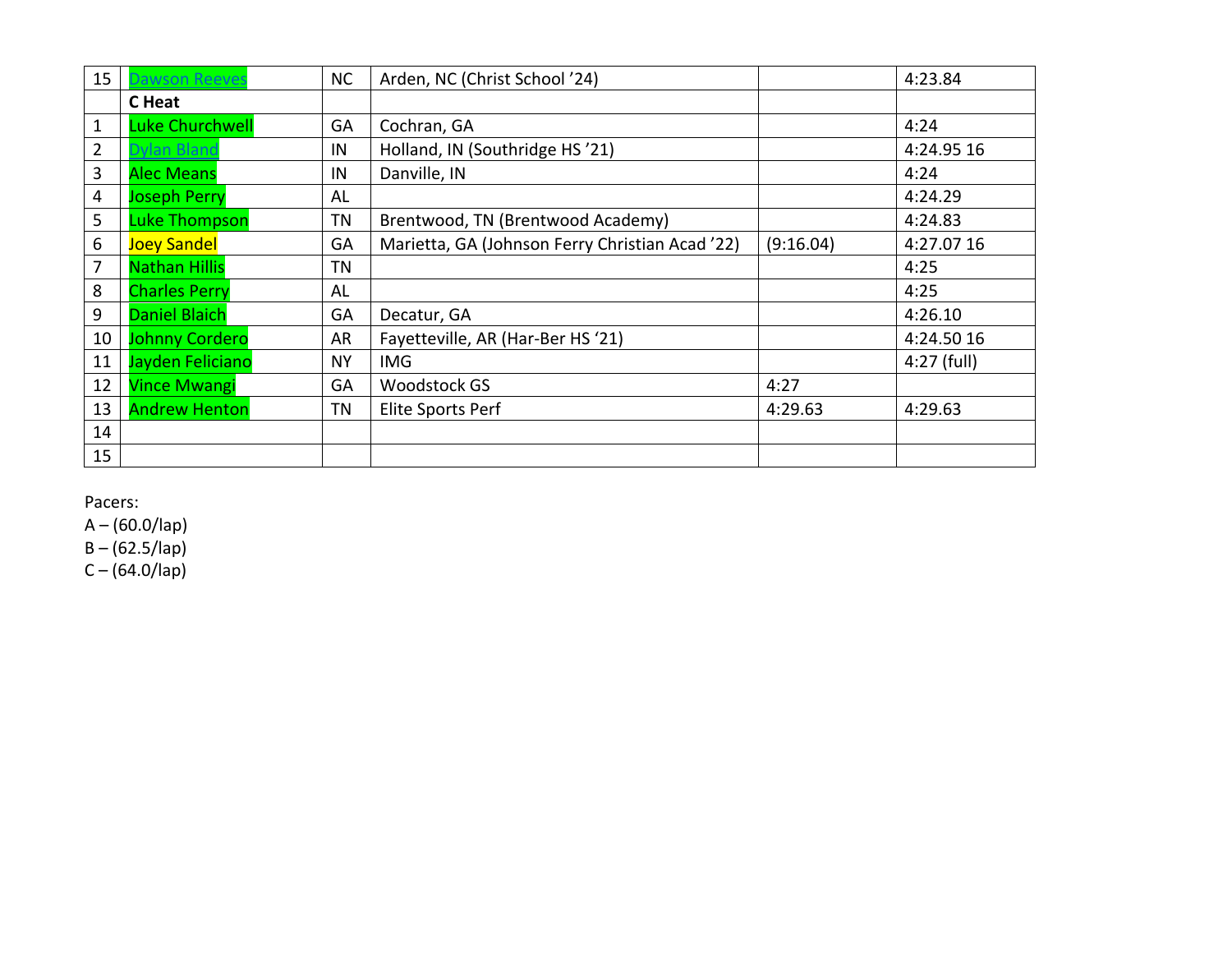| 15 | Dawson Reeves | NC | Arden, NC (Christ School '24) | | 4:23.84 |
|---|---|---|---|---|---|
| | **C Heat** | | | | |
| 1 | Luke Churchwell | GA | Cochran, GA | | 4:24 |
| 2 | Dylan Bland | IN | Holland, IN (Southridge HS '21) | | 4:24.95 16 |
| 3 | Alec Means | IN | Danville, IN | | 4:24 |
| 4 | Joseph Perry | AL | | | 4:24.29 |
| 5 | Luke Thompson | TN | Brentwood, TN (Brentwood Academy) | | 4:24.83 |
| 6 | Joey Sandel | GA | Marietta, GA (Johnson Ferry Christian Acad '22) | (9:16.04) | 4:27.07 16 |
| 7 | Nathan Hillis | TN | | | 4:25 |
| 8 | Charles Perry | AL | | | 4:25 |
| 9 | Daniel Blaich | GA | Decatur, GA | | 4:26.10 |
| 10 | Johnny Cordero | AR | Fayetteville, AR (Har-Ber HS '21) | | 4:24.50 16 |
| 11 | Jayden Feliciano | NY | IMG | | 4:27 (full) |
| 12 | Vince Mwangi | GA | Woodstock GS | 4:27 | |
| 13 | Andrew Henton | TN | Elite Sports Perf | 4:29.63 | 4:29.63 |
| 14 | | | | | |
| 15 | | | | | |

Pacers:

A – (60.0/lap)

B – (62.5/lap)

C – (64.0/lap)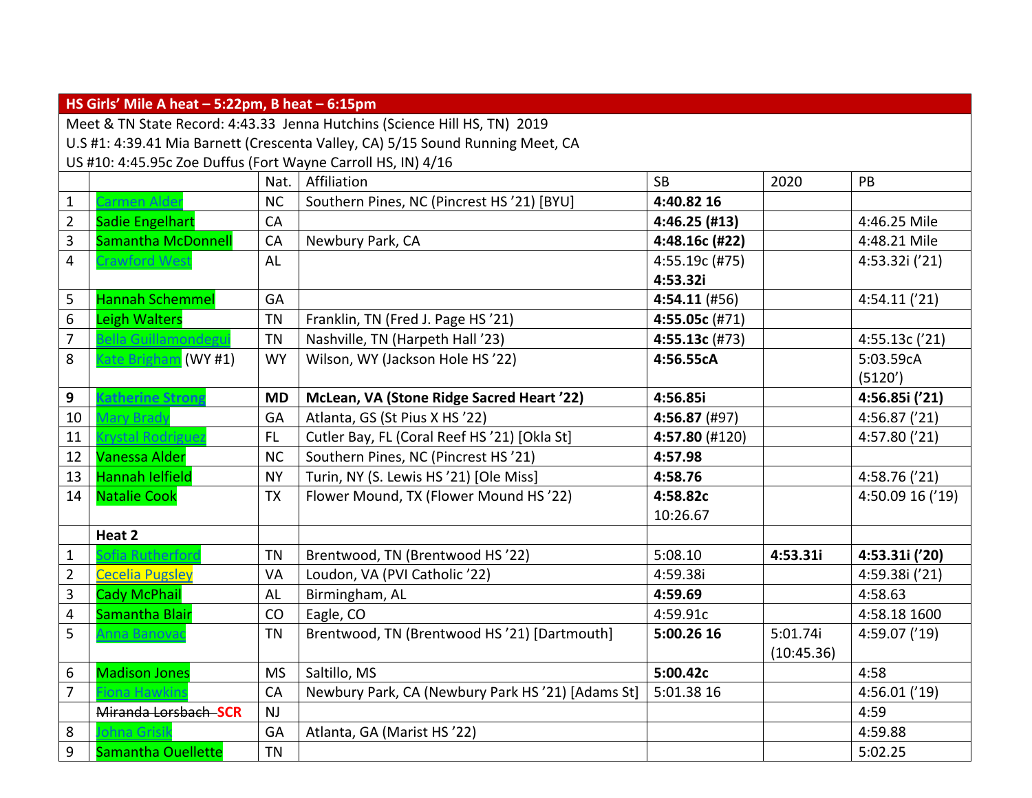| HS Girls' Mile A heat – 5:22pm, B heat – 6:15pm | | | | | | |
|---|---|---|---|---|---|---|
| Meet & TN State Record: 4:43.33 Jenna Hutchins (Science Hill HS, TN) 2019 | | | | | | |
| U.S #1: 4:39.41 Mia Barnett (Crescenta Valley, CA) 5/15 Sound Running Meet, CA | | | | | | |
| US #10: 4:45.95c Zoe Duffus (Fort Wayne Carroll HS, IN) 4/16 | | | | | | |
| | | Nat. | Affiliation | SB | 2020 | PB |
| 1 | Carmen Alder | NC | Southern Pines, NC (Pincrest HS '21) [BYU] | **4:40.82 16** | | |
| 2 | Sadie Engelhart | CA | | **4:46.25 (#13)** | | 4:46.25 Mile |
| 3 | Samantha McDonnell | CA | Newbury Park, CA | **4:48.16c (#22)** | | 4:48.21 Mile |
| 4 | Crawford West | AL | | 4:55.19c (#75) **4:53.32i** | | 4:53.32i ('21) |
| 5 | Hannah Schemmel | GA | | **4:54.11** (#56) | | 4:54.11 ('21) |
| 6 | Leigh Walters | TN | Franklin, TN (Fred J. Page HS '21) | **4:55.05c** (#71) | | |
| 7 | Bella Guillamondegui | TN | Nashville, TN (Harpeth Hall '23) | **4:55.13c** (#73) | | 4:55.13c ('21) |
| 8 | Kate Brigham (WY #1) | WY | Wilson, WY (Jackson Hole HS '22) | **4:56.55cA** | | 5:03.59cA (5120') |
| **9** | **Katherine Strong** | **MD** | **McLean, VA (Stone Ridge Sacred Heart '22)** | **4:56.85i** | | **4:56.85i ('21)** |
| 10 | Mary Brady | GA | Atlanta, GS (St Pius X HS '22) | **4:56.87** (#97) | | 4:56.87 ('21) |
| 11 | Krystal Rodriguez | FL | Cutler Bay, FL (Coral Reef HS '21) [Okla St] | **4:57.80** (#120) | | 4:57.80 ('21) |
| 12 | Vanessa Alder | NC | Southern Pines, NC (Pincrest HS '21) | **4:57.98** | | |
| 13 | Hannah Ielfield | NY | Turin, NY (S. Lewis HS '21) [Ole Miss] | **4:58.76** | | 4:58.76 ('21) |
| 14 | Natalie Cook | TX | Flower Mound, TX (Flower Mound HS '22) | **4:58.82c** 10:26.67 | | 4:50.09 16 ('19) |
| | **Heat 2** | | | | | |
| 1 | Sofia Rutherford | TN | Brentwood, TN (Brentwood HS '22) | 5:08.10 | **4:53.31i** | **4:53.31i ('20)** |
| 2 | Cecelia Pugsley | VA | Loudon, VA (PVI Catholic '22) | 4:59.38i | | 4:59.38i ('21) |
| 3 | Cady McPhail | AL | Birmingham, AL | **4:59.69** | | 4:58.63 |
| 4 | Samantha Blair | CO | Eagle, CO | 4:59.91c | | 4:58.18 1600 |
| 5 | Anna Banovac | TN | Brentwood, TN (Brentwood HS '21) [Dartmouth] | **5:00.26 16** | 5:01.74i (10:45.36) | 4:59.07 ('19) |
| 6 | Madison Jones | MS | Saltillo, MS | **5:00.42c** | | 4:58 |
| 7 | Fiona Hawkins | CA | Newbury Park, CA (Newbury Park HS '21) [Adams St] | 5:01.38 16 | | 4:56.01 ('19) |
| | ~~Miranda Lorsbach~~ SCR | NJ | | | | 4:59 |
| 8 | Johna Grisik | GA | Atlanta, GA (Marist HS '22) | | | 4:59.88 |
| 9 | Samantha Ouellette | TN | | | | 5:02.25 |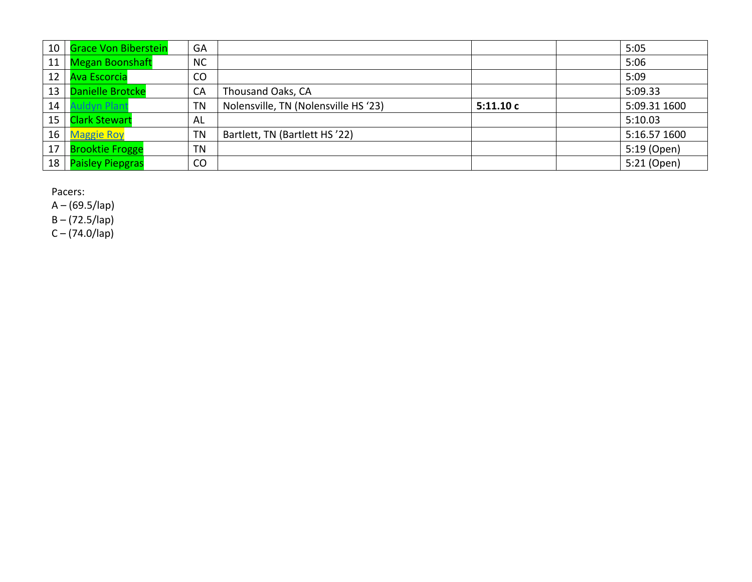| | | | | | | |
|---|---|---|---|---|---|---|
| 10 | Grace Von Biberstein | GA | | | | 5:05 |
| 11 | Megan Boonshaft | NC | | | | 5:06 |
| 12 | Ava Escorcia | CO | | | | 5:09 |
| 13 | Danielle Brotcke | CA | Thousand Oaks, CA | | | 5:09.33 |
| 14 | Auldyn Plant | TN | Nolensville, TN (Nolensville HS '23) | **5:11.10 c** | | 5:09.31 1600 |
| 15 | Clark Stewart | AL | | | | 5:10.03 |
| 16 | Maggie Roy | TN | Bartlett, TN (Bartlett HS '22) | | | 5:16.57 1600 |
| 17 | Brooktie Frogge | TN | | | | 5:19 (Open) |
| 18 | Paisley Piepgras | CO | | | | 5:21 (Open) |

Pacers:
A – (69.5/lap)
B – (72.5/lap)
C – (74.0/lap)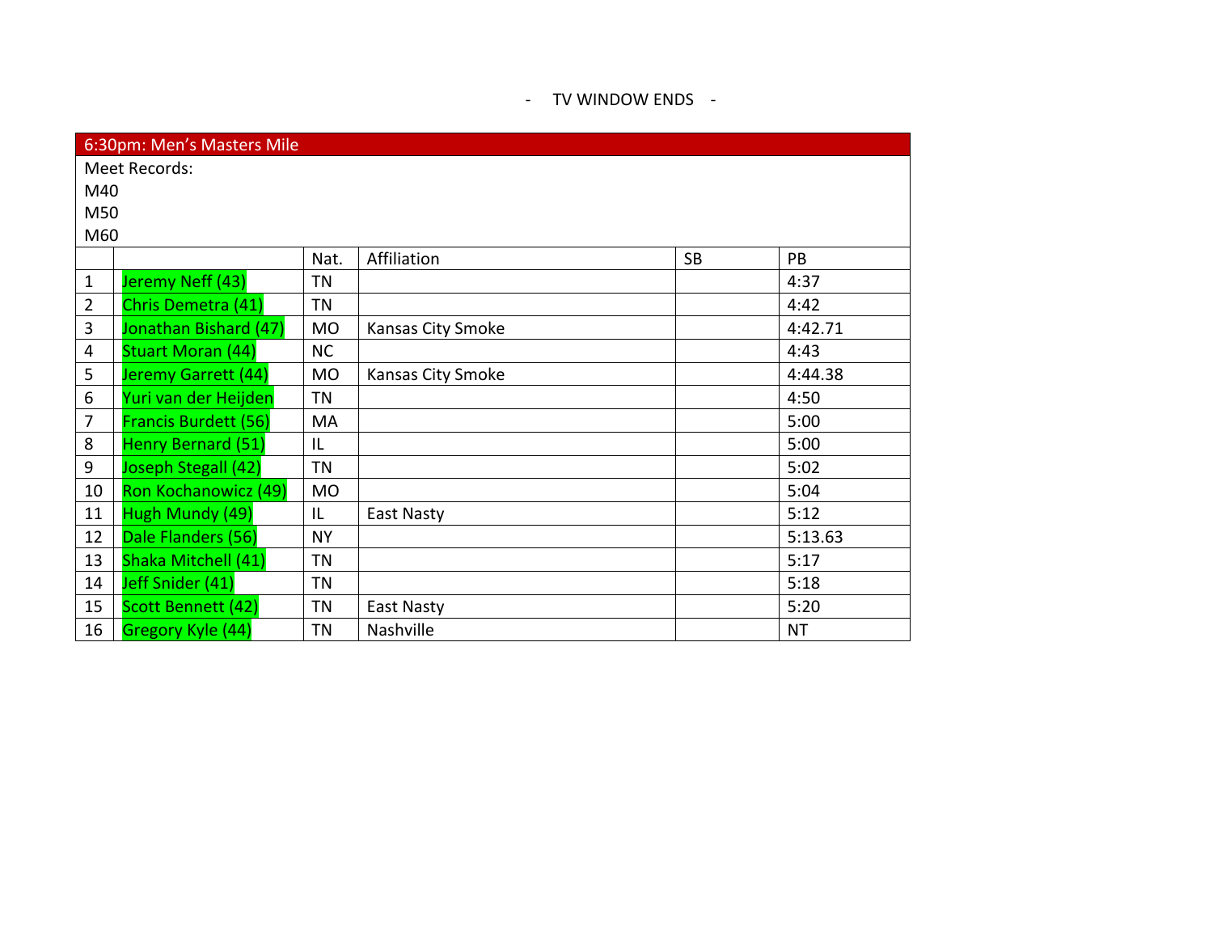\- TV WINDOW ENDS -

| 6:30pm: Men's Masters Mile | | | | | |
|---|---|---|---|---|---|
| Meet Records:<br>M40<br>M50<br>M60 | | | | | |
| | | Nat. | Affiliation | SB | PB |
| 1 | Jeremy Neff (43) | TN | | | 4:37 |
| 2 | Chris Demetra (41) | TN | | | 4:42 |
| 3 | Jonathan Bishard (47) | MO | Kansas City Smoke | | 4:42.71 |
| 4 | Stuart Moran (44) | NC | | | 4:43 |
| 5 | Jeremy Garrett (44) | MO | Kansas City Smoke | | 4:44.38 |
| 6 | Yuri van der Heijden | TN | | | 4:50 |
| 7 | Francis Burdett (56) | MA | | | 5:00 |
| 8 | Henry Bernard (51) | IL | | | 5:00 |
| 9 | Joseph Stegall (42) | TN | | | 5:02 |
| 10 | Ron Kochanowicz (49) | MO | | | 5:04 |
| 11 | Hugh Mundy (49) | IL | East Nasty | | 5:12 |
| 12 | Dale Flanders (56) | NY | | | 5:13.63 |
| 13 | Shaka Mitchell (41) | TN | | | 5:17 |
| 14 | Jeff Snider (41) | TN | | | 5:18 |
| 15 | Scott Bennett (42) | TN | East Nasty | | 5:20 |
| 16 | Gregory Kyle (44) | TN | Nashville | | NT |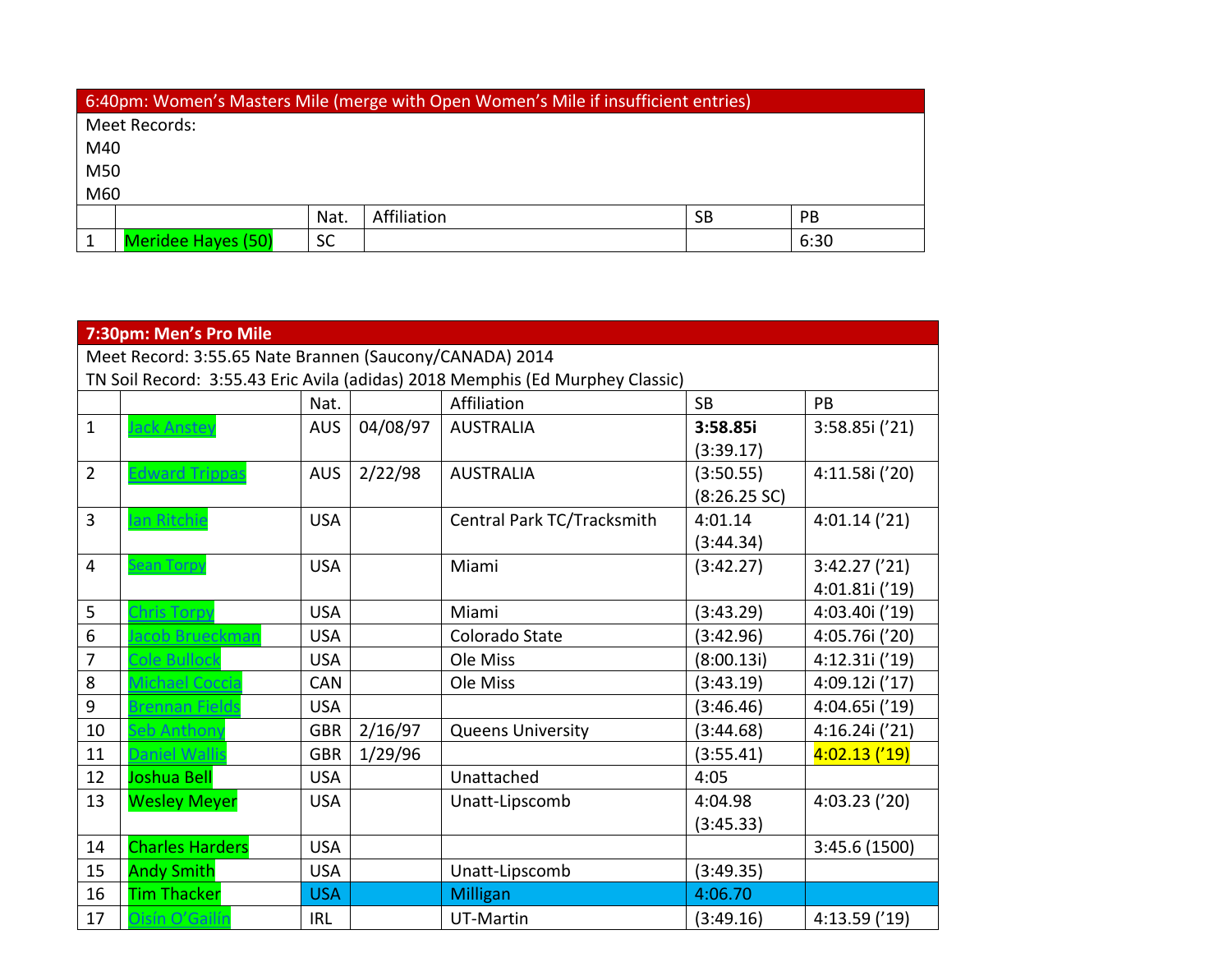| 6:40pm: Women's Masters Mile (merge with Open Women's Mile if insufficient entries) | | | | | |
|---|---|---|---|---|---|
| Meet Records:<br>M40<br>M50<br>M60 | | | | | |
| | | Nat. | Affiliation | SB | PB |
| 1 | Meridee Hayes (50) | SC | | | 6:30 |

| **7:30pm: Men's Pro Mile** | | | | | | |
|---|---|---|---|---|---|---|
| Meet Record: 3:55.65 Nate Brannen (Saucony/CANADA) 2014<br>TN Soil Record: 3:55.43 Eric Avila (adidas) 2018 Memphis (Ed Murphey Classic) | | | | | | |
| | | Nat. | | Affiliation | SB | PB |
| 1 | Jack Anstey | AUS | 04/08/97 | AUSTRALIA | **3:58.85i** (3:39.17) | 3:58.85i ('21) |
| 2 | Edward Trippas | AUS | 2/22/98 | AUSTRALIA | (3:50.55) (8:26.25 SC) | 4:11.58i ('20) |
| 3 | Ian Ritchie | USA | | Central Park TC/Tracksmith | 4:01.14 (3:44.34) | 4:01.14 ('21) |
| 4 | Sean Torpy | USA | | Miami | (3:42.27) | 3:42.27 ('21) 4:01.81i ('19) |
| 5 | Chris Torpy | USA | | Miami | (3:43.29) | 4:03.40i ('19) |
| 6 | Jacob Brueckman | USA | | Colorado State | (3:42.96) | 4:05.76i ('20) |
| 7 | Cole Bullock | USA | | Ole Miss | (8:00.13i) | 4:12.31i ('19) |
| 8 | Michael Coccia | CAN | | Ole Miss | (3:43.19) | 4:09.12i ('17) |
| 9 | Brennan Fields | USA | | | (3:46.46) | 4:04.65i ('19) |
| 10 | Seb Anthony | GBR | 2/16/97 | Queens University | (3:44.68) | 4:16.24i ('21) |
| 11 | Daniel Wallis | GBR | 1/29/96 | | (3:55.41) | 4:02.13 ('19) |
| 12 | Joshua Bell | USA | | Unattached | 4:05 | |
| 13 | Wesley Meyer | USA | | Unatt-Lipscomb | 4:04.98 (3:45.33) | 4:03.23 ('20) |
| 14 | Charles Harders | USA | | | | 3:45.6 (1500) |
| 15 | Andy Smith | USA | | Unatt-Lipscomb | (3:49.35) | |
| 16 | Tim Thacker | USA | | Milligan | 4:06.70 | |
| 17 | Oisín O'Gailín | IRL | | UT-Martin | (3:49.16) | 4:13.59 ('19) |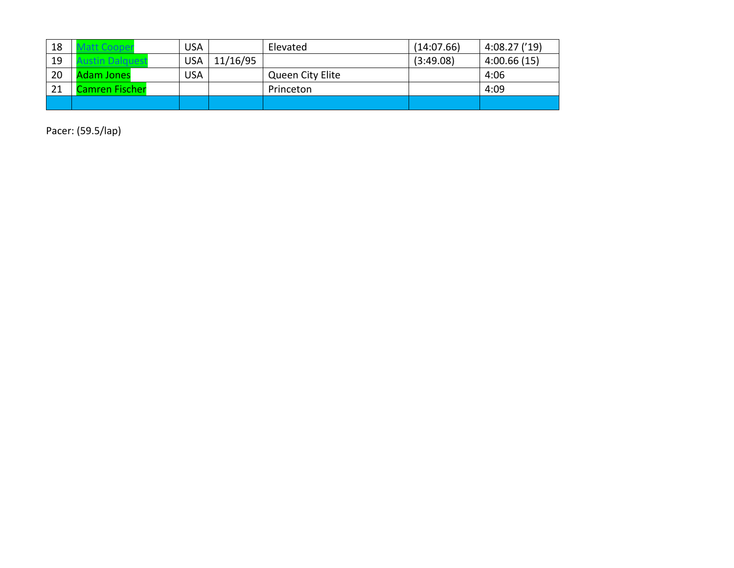| 18 | Matt Cooper | USA | | Elevated | (14:07.66) | 4:08.27 ('19) |
|---|---|---|---|---|---|---|
| 19 | Austin Dalquest | USA | 11/16/95 | | (3:49.08) | 4:00.66 (15) |
| 20 | Adam Jones | USA | | Queen City Elite | | 4:06 |
| 21 | Camren Fischer | | | Princeton | | 4:09 |
| | | | | | | |

Pacer: (59.5/lap)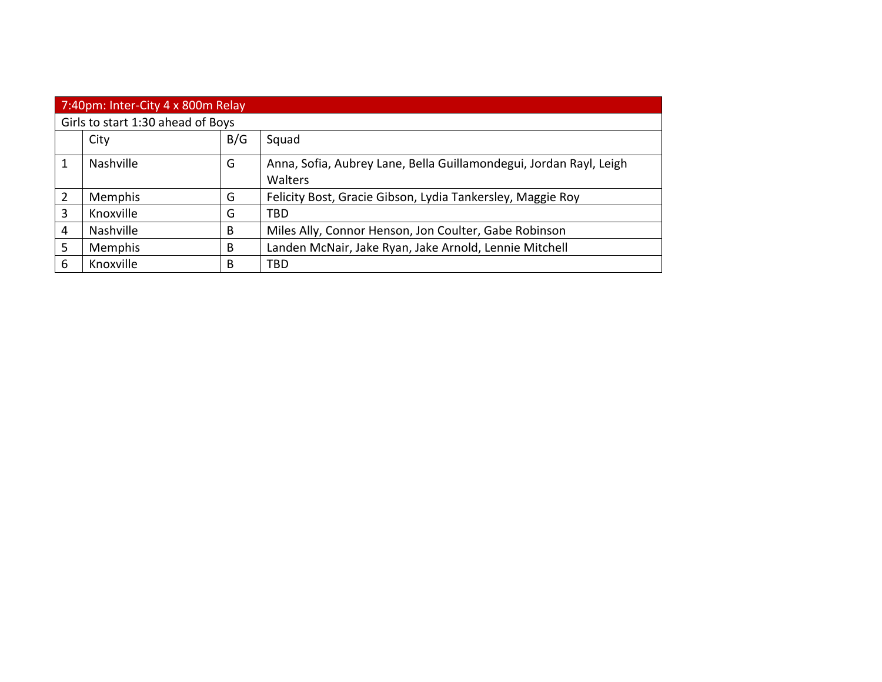| 7:40pm: Inter-City 4 x 800m Relay | | | |
|---|---|---|---|
| Girls to start 1:30 ahead of Boys | | | |
| | City | B/G | Squad |
| 1 | Nashville | G | Anna, Sofia, Aubrey Lane, Bella Guillamondegui, Jordan Rayl, Leigh Walters |
| 2 | Memphis | G | Felicity Bost, Gracie Gibson, Lydia Tankersley, Maggie Roy |
| 3 | Knoxville | G | TBD |
| 4 | Nashville | B | Miles Ally, Connor Henson, Jon Coulter, Gabe Robinson |
| 5 | Memphis | B | Landen McNair, Jake Ryan, Jake Arnold, Lennie Mitchell |
| 6 | Knoxville | B | TBD |